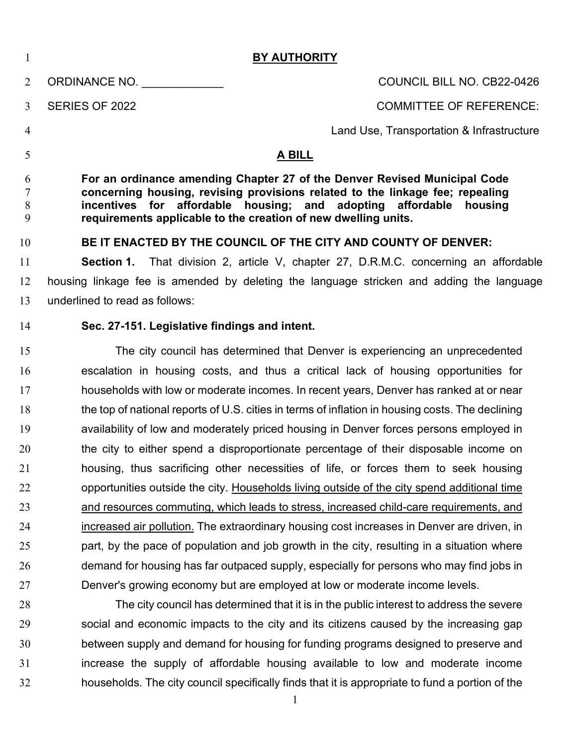**BY AUTHORITY**

ORDINANCE NO. _____________ COUNCIL BILL NO. CB22-0426

SERIES OF 2022 COMMITTEE OF REFERENCE:

Land Use, Transportation & Infrastructure

**A BILL**

**For an ordinance amending Chapter 27 of the Denver Revised Municipal Code concerning housing, revising provisions related to the linkage fee; repealing incentives for affordable housing; and adopting affordable housing requirements applicable to the creation of new dwelling units.**

**BE IT ENACTED BY THE COUNCIL OF THE CITY AND COUNTY OF DENVER:**

**Section 1.** That division 2, article V, chapter 27, D.R.M.C. concerning an affordable housing linkage fee is amended by deleting the language stricken and adding the language underlined to read as follows:

**Sec. 27-151. Legislative findings and intent.**

The city council has determined that Denver is experiencing an unprecedented escalation in housing costs, and thus a critical lack of housing opportunities for households with low or moderate incomes. In recent years, Denver has ranked at or near the top of national reports of U.S. cities in terms of inflation in housing costs. The declining availability of low and moderately priced housing in Denver forces persons employed in the city to either spend a disproportionate percentage of their disposable income on housing, thus sacrificing other necessities of life, or forces them to seek housing opportunities outside the city. <u>Households living outside of the city spend additional time and resources commuting, which leads to stress, increased child-care requirements, and increased air pollution.</u> The extraordinary housing cost increases in Denver are driven, in part, by the pace of population and job growth in the city, resulting in a situation where demand for housing has far outpaced supply, especially for persons who may find jobs in Denver's growing economy but are employed at low or moderate income levels.

The city council has determined that it is in the public interest to address the severe social and economic impacts to the city and its citizens caused by the increasing gap between supply and demand for housing for funding programs designed to preserve and increase the supply of affordable housing available to low and moderate income households. The city council specifically finds that it is appropriate to fund a portion of the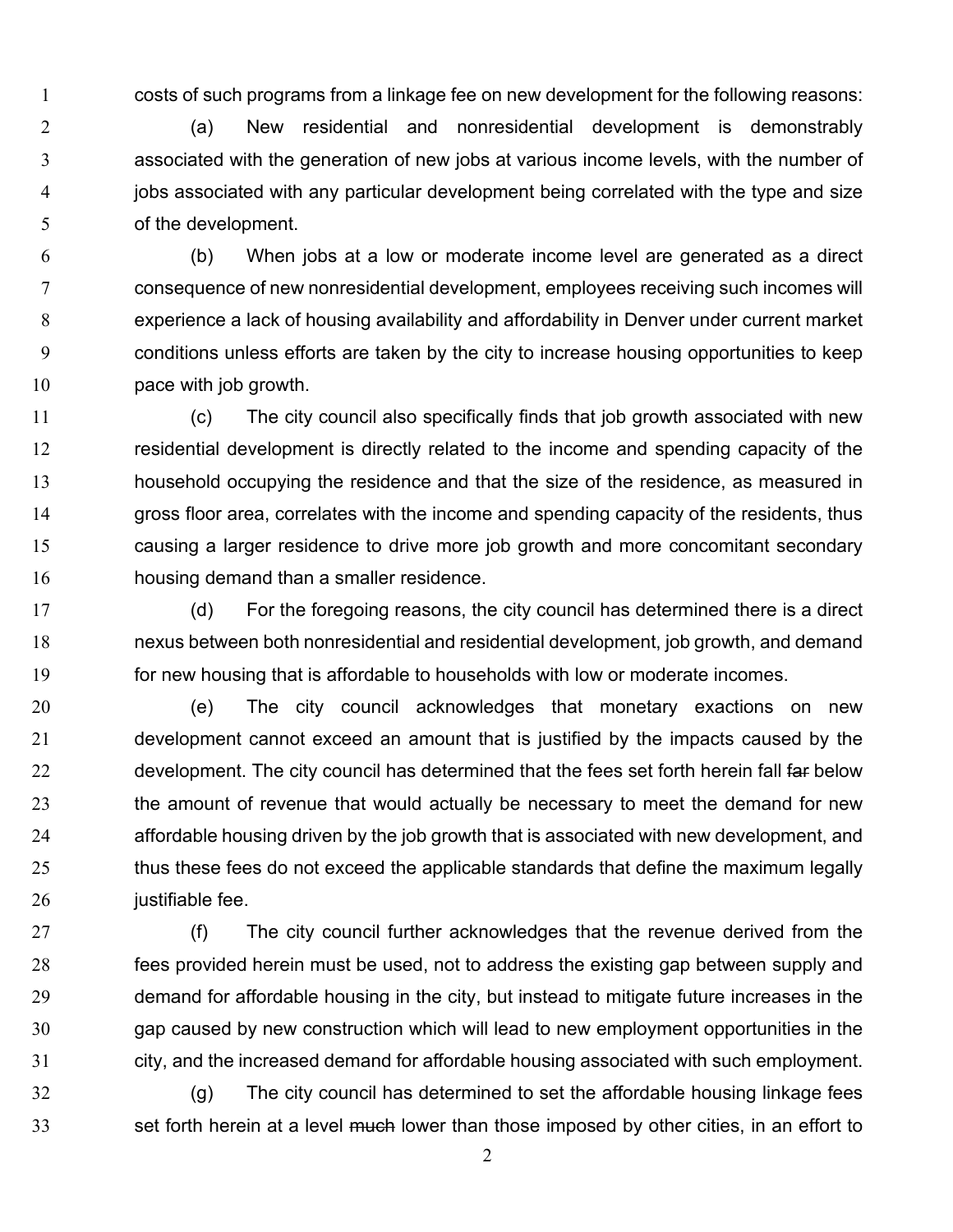costs of such programs from a linkage fee on new development for the following reasons:

(a) New residential and nonresidential development is demonstrably associated with the generation of new jobs at various income levels, with the number of jobs associated with any particular development being correlated with the type and size of the development.

(b) When jobs at a low or moderate income level are generated as a direct consequence of new nonresidential development, employees receiving such incomes will experience a lack of housing availability and affordability in Denver under current market conditions unless efforts are taken by the city to increase housing opportunities to keep pace with job growth.

(c) The city council also specifically finds that job growth associated with new residential development is directly related to the income and spending capacity of the household occupying the residence and that the size of the residence, as measured in gross floor area, correlates with the income and spending capacity of the residents, thus causing a larger residence to drive more job growth and more concomitant secondary housing demand than a smaller residence.

(d) For the foregoing reasons, the city council has determined there is a direct nexus between both nonresidential and residential development, job growth, and demand for new housing that is affordable to households with low or moderate incomes.

(e) The city council acknowledges that monetary exactions on new development cannot exceed an amount that is justified by the impacts caused by the development. The city council has determined that the fees set forth herein fall ~~far~~ below the amount of revenue that would actually be necessary to meet the demand for new affordable housing driven by the job growth that is associated with new development, and thus these fees do not exceed the applicable standards that define the maximum legally justifiable fee.

(f) The city council further acknowledges that the revenue derived from the fees provided herein must be used, not to address the existing gap between supply and demand for affordable housing in the city, but instead to mitigate future increases in the gap caused by new construction which will lead to new employment opportunities in the city, and the increased demand for affordable housing associated with such employment.

(g) The city council has determined to set the affordable housing linkage fees set forth herein at a level ~~much~~ lower than those imposed by other cities, in an effort to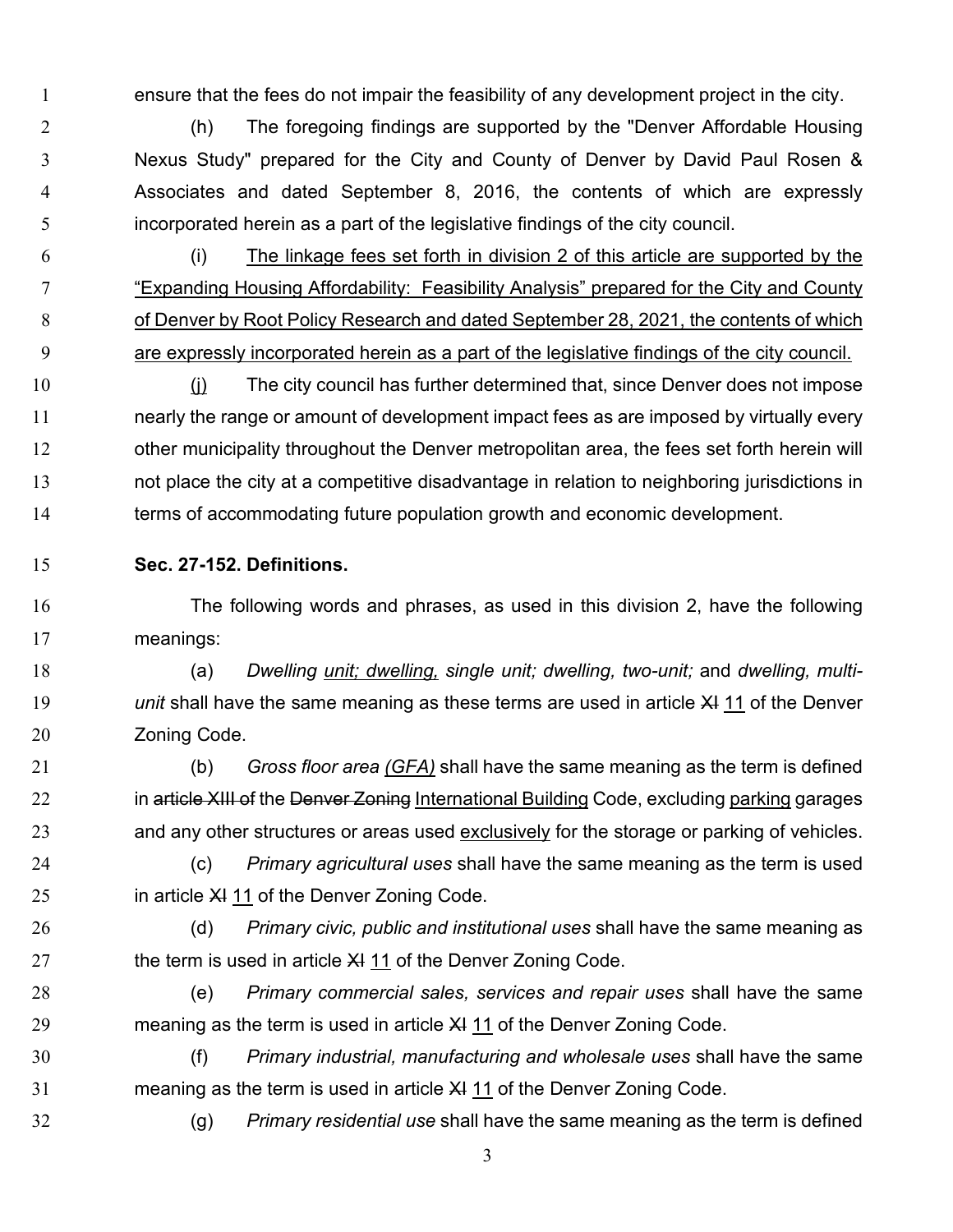ensure that the fees do not impair the feasibility of any development project in the city.

(h) The foregoing findings are supported by the "Denver Affordable Housing Nexus Study" prepared for the City and County of Denver by David Paul Rosen & Associates and dated September 8, 2016, the contents of which are expressly incorporated herein as a part of the legislative findings of the city council.

(i) <u>The linkage fees set forth in division 2 of this article are supported by the "Expanding Housing Affordability: Feasibility Analysis" prepared for the City and County of Denver by Root Policy Research and dated September 28, 2021, the contents of which are expressly incorporated herein as a part of the legislative findings of the city council.</u>

<u>(j)</u> The city council has further determined that, since Denver does not impose nearly the range or amount of development impact fees as are imposed by virtually every other municipality throughout the Denver metropolitan area, the fees set forth herein will not place the city at a competitive disadvantage in relation to neighboring jurisdictions in terms of accommodating future population growth and economic development.

**Sec. 27-152. Definitions.**

The following words and phrases, as used in this division 2, have the following meanings:

(a) *Dwelling <u>unit; dwelling,</u> single unit; dwelling, two-unit;* and *dwelling, multi-unit* shall have the same meaning as these terms are used in article ~~XI~~ <u>11</u> of the Denver Zoning Code.

(b) *Gross floor area <u>(GFA)</u>* shall have the same meaning as the term is defined in ~~article XIII of~~ the ~~Denver Zoning~~ <u>International Building</u> Code, excluding <u>parking</u> garages and any other structures or areas used <u>exclusively</u> for the storage or parking of vehicles.

(c) *Primary agricultural uses* shall have the same meaning as the term is used in article ~~XI~~ <u>11</u> of the Denver Zoning Code.

(d) *Primary civic, public and institutional uses* shall have the same meaning as the term is used in article ~~XI~~ <u>11</u> of the Denver Zoning Code.

(e) *Primary commercial sales, services and repair uses* shall have the same meaning as the term is used in article ~~XI~~ <u>11</u> of the Denver Zoning Code.

(f) *Primary industrial, manufacturing and wholesale uses* shall have the same meaning as the term is used in article ~~XI~~ <u>11</u> of the Denver Zoning Code.

(g) *Primary residential use* shall have the same meaning as the term is defined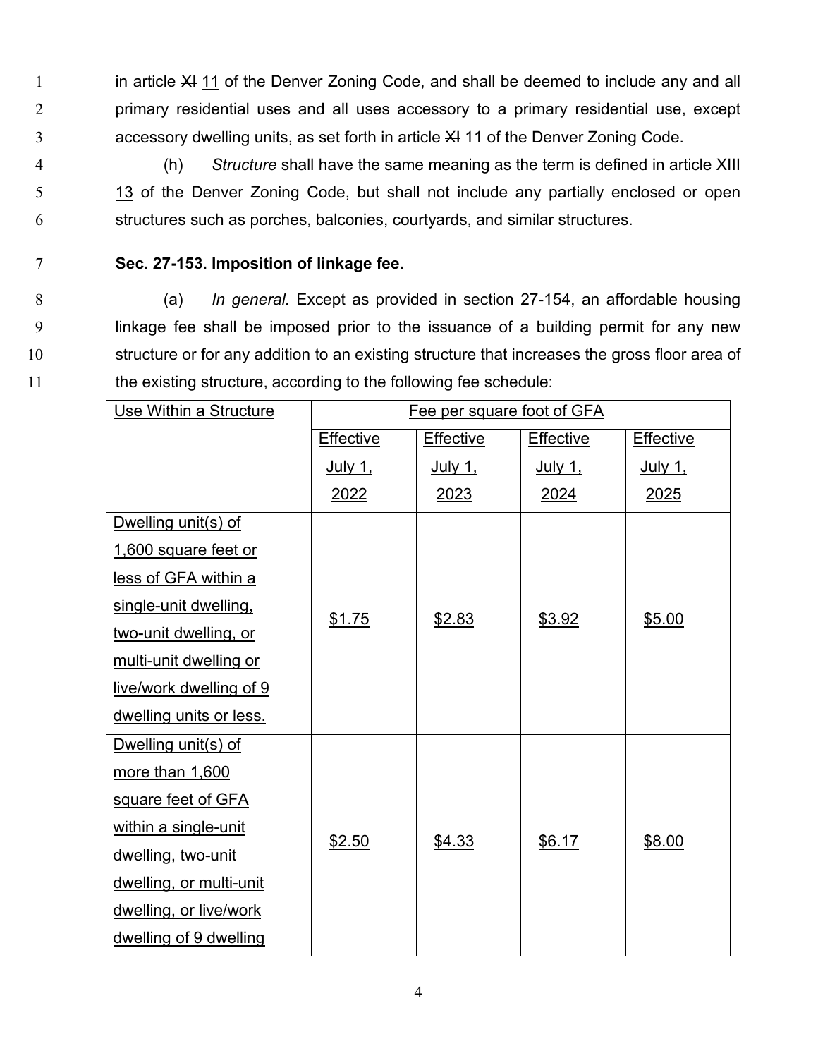in article ~~XI~~ 11 of the Denver Zoning Code, and shall be deemed to include any and all primary residential uses and all uses accessory to a primary residential use, except accessory dwelling units, as set forth in article ~~XI~~ 11 of the Denver Zoning Code.

(h) *Structure* shall have the same meaning as the term is defined in article ~~XIII~~ 13 of the Denver Zoning Code, but shall not include any partially enclosed or open structures such as porches, balconies, courtyards, and similar structures.

**Sec. 27-153. Imposition of linkage fee.**

(a) *In general.* Except as provided in section 27-154, an affordable housing linkage fee shall be imposed prior to the issuance of a building permit for any new structure or for any addition to an existing structure that increases the gross floor area of the existing structure, according to the following fee schedule:

| Use Within a Structure | Fee per square foot of GFA | | | |
|---|---|---|---|---|
| | Effective July 1, 2022 | Effective July 1, 2023 | Effective July 1, 2024 | Effective July 1, 2025 |
| Dwelling unit(s) of 1,600 square feet or less of GFA within a single-unit dwelling, two-unit dwelling, or multi-unit dwelling or live/work dwelling of 9 dwelling units or less. | $1.75 | $2.83 | $3.92 | $5.00 |
| Dwelling unit(s) of more than 1,600 square feet of GFA within a single-unit dwelling, two-unit dwelling, or multi-unit dwelling, or live/work dwelling of 9 dwelling | $2.50 | $4.33 | $6.17 | $8.00 |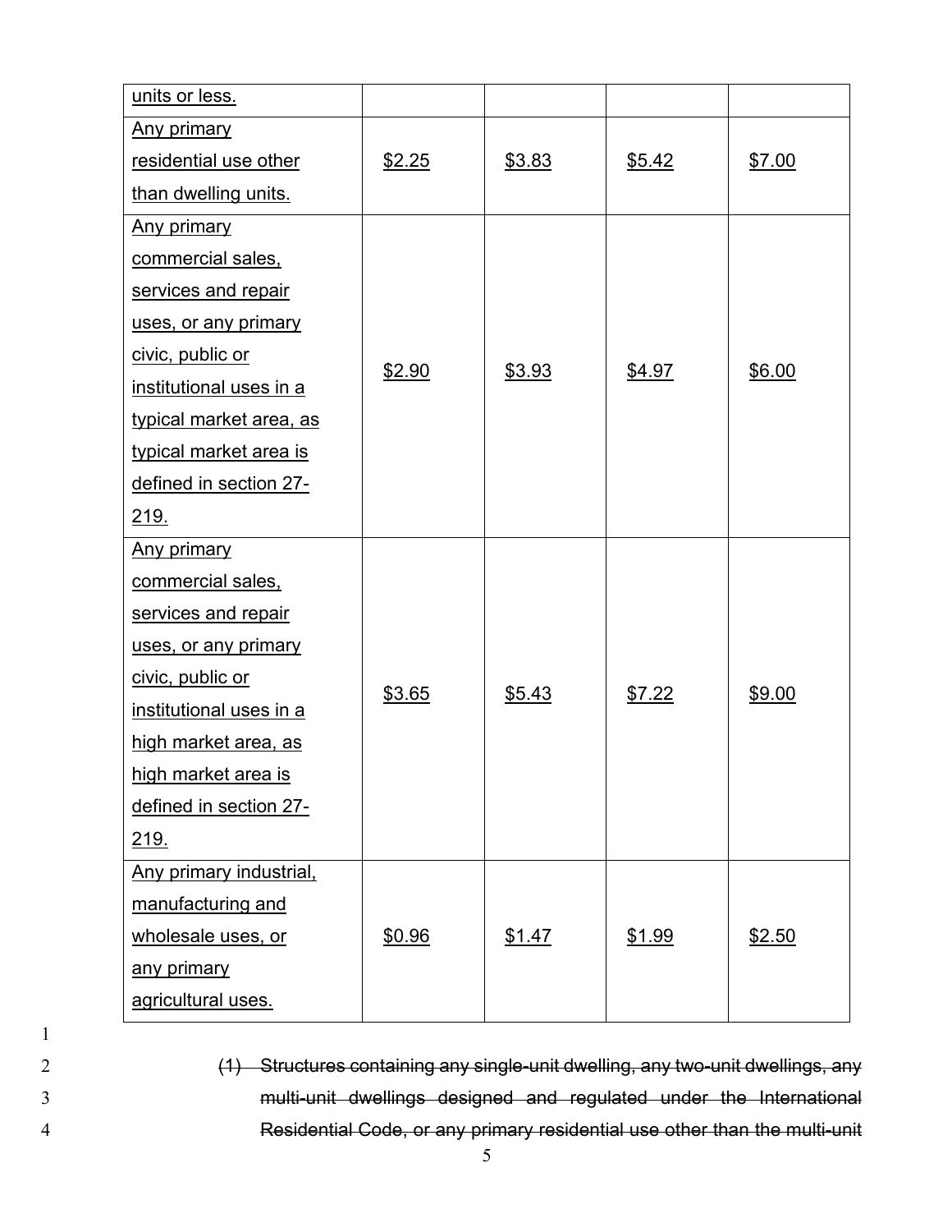| | | | | |
|---|---|---|---|---|
| <u>units or less.</u> | | | | |
| <u>Any primary residential use other than dwelling units.</u> | <u>$2.25</u> | <u>$3.83</u> | <u>$5.42</u> | <u>$7.00</u> |
| <u>Any primary commercial sales, services and repair uses, or any primary civic, public or institutional uses in a typical market area, as typical market area is defined in section 27-219.</u> | <u>$2.90</u> | <u>$3.93</u> | <u>$4.97</u> | <u>$6.00</u> |
| <u>Any primary commercial sales, services and repair uses, or any primary civic, public or institutional uses in a high market area, as high market area is defined in section 27-219.</u> | <u>$3.65</u> | <u>$5.43</u> | <u>$7.22</u> | <u>$9.00</u> |
| <u>Any primary industrial, manufacturing and wholesale uses, or any primary agricultural uses.</u> | <u>$0.96</u> | <u>$1.47</u> | <u>$1.99</u> | <u>$2.50</u> |

~~(1) Structures containing any single-unit dwelling, any two-unit dwellings, any multi-unit dwellings designed and regulated under the International Residential Code, or any primary residential use other than the multi-unit~~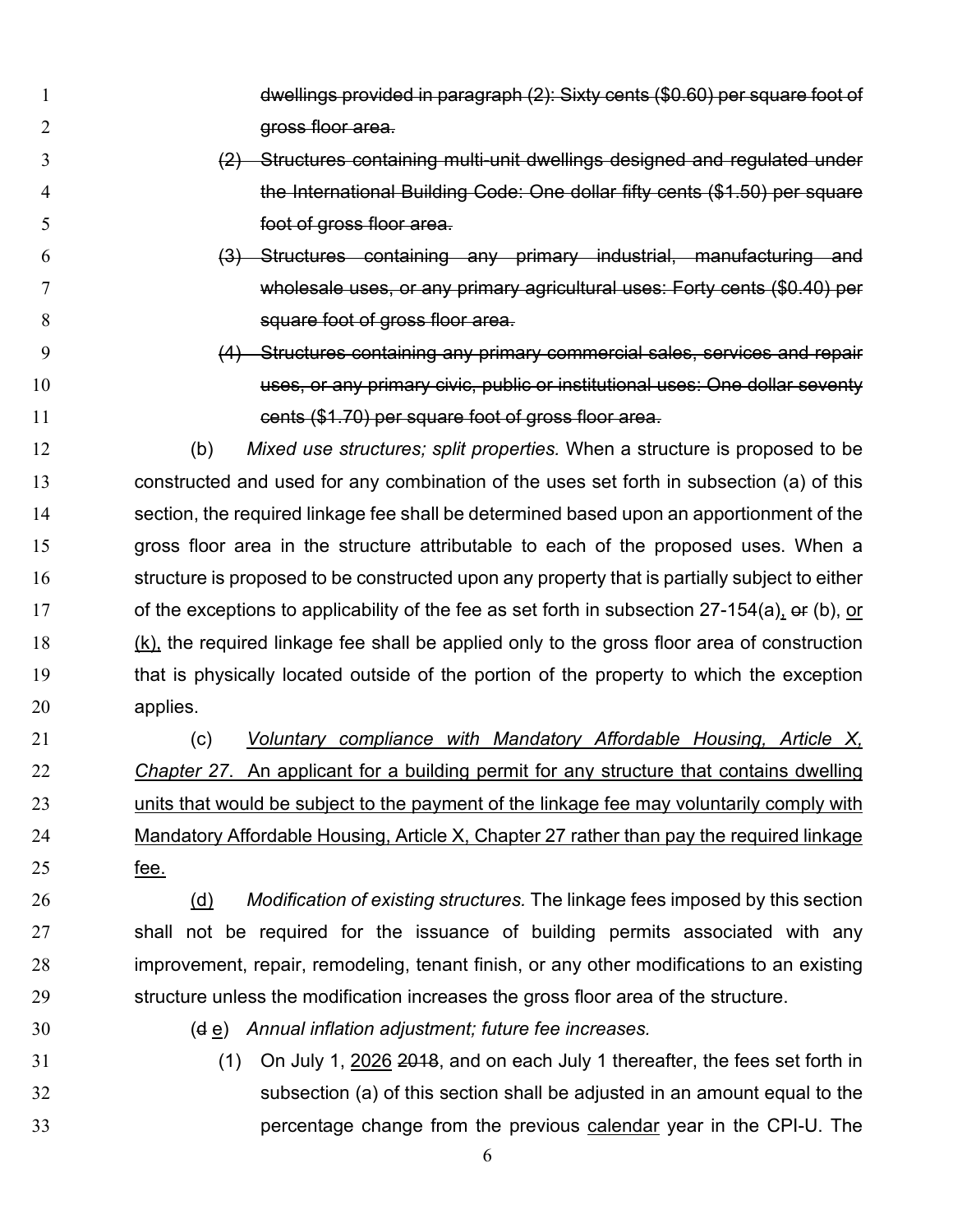~~dwellings provided in paragraph (2): Sixty cents ($0.60) per square foot of gross floor area.~~

~~(2) Structures containing multi-unit dwellings designed and regulated under the International Building Code: One dollar fifty cents ($1.50) per square foot of gross floor area.~~

~~(3) Structures containing any primary industrial, manufacturing and wholesale uses, or any primary agricultural uses: Forty cents ($0.40) per square foot of gross floor area.~~

~~(4) Structures containing any primary commercial sales, services and repair uses, or any primary civic, public or institutional uses: One dollar seventy cents ($1.70) per square foot of gross floor area.~~

(b) *Mixed use structures; split properties.* When a structure is proposed to be constructed and used for any combination of the uses set forth in subsection (a) of this section, the required linkage fee shall be determined based upon an apportionment of the gross floor area in the structure attributable to each of the proposed uses. When a structure is proposed to be constructed upon any property that is partially subject to either of the exceptions to applicability of the fee as set forth in subsection 27-154(a)<u>,</u> ~~or~~ (b), <u>or (k),</u> the required linkage fee shall be applied only to the gross floor area of construction that is physically located outside of the portion of the property to which the exception applies.

<u>(c) *Voluntary compliance with Mandatory Affordable Housing, Article X, Chapter 27*. An applicant for a building permit for any structure that contains dwelling units that would be subject to the payment of the linkage fee may voluntarily comply with Mandatory Affordable Housing, Article X, Chapter 27 rather than pay the required linkage fee.</u>

<u>(d)</u> *Modification of existing structures.* The linkage fees imposed by this section shall not be required for the issuance of building permits associated with any improvement, repair, remodeling, tenant finish, or any other modifications to an existing structure unless the modification increases the gross floor area of the structure.

(~~d~~ <u>e</u>) *Annual inflation adjustment; future fee increases.*

(1) On July 1, <u>2026</u> ~~2018~~, and on each July 1 thereafter, the fees set forth in subsection (a) of this section shall be adjusted in an amount equal to the percentage change from the previous <u>calendar</u> year in the CPI-U. The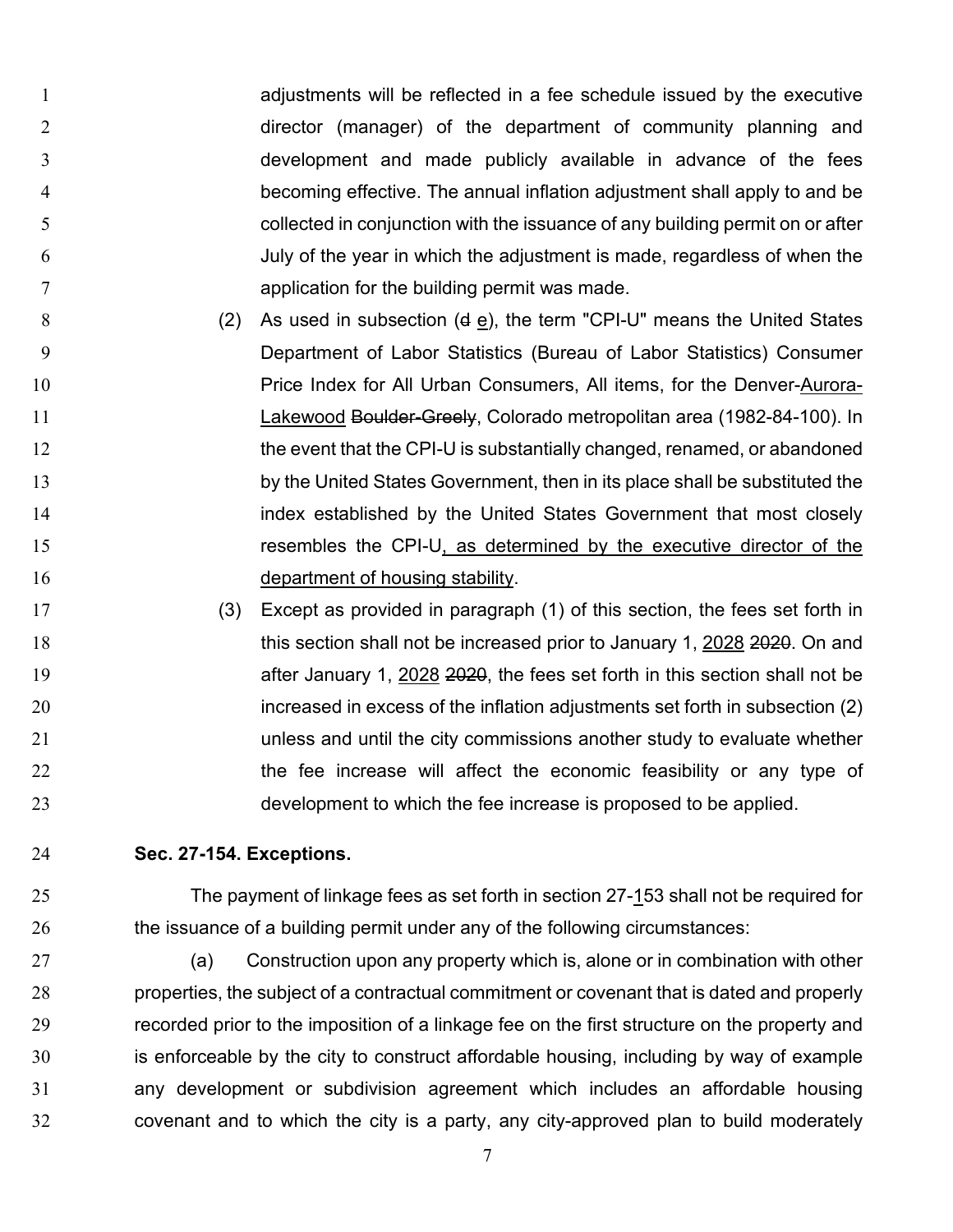adjustments will be reflected in a fee schedule issued by the executive director (manager) of the department of community planning and development and made publicly available in advance of the fees becoming effective. The annual inflation adjustment shall apply to and be collected in conjunction with the issuance of any building permit on or after July of the year in which the adjustment is made, regardless of when the application for the building permit was made.

(2) As used in subsection (~~d~~ <u>e</u>), the term "CPI-U" means the United States Department of Labor Statistics (Bureau of Labor Statistics) Consumer Price Index for All Urban Consumers, All items, for the Denver-<u>Aurora-Lakewood</u> ~~Boulder-Greely~~, Colorado metropolitan area (1982-84-100). In the event that the CPI-U is substantially changed, renamed, or abandoned by the United States Government, then in its place shall be substituted the index established by the United States Government that most closely resembles the CPI-U<u>, as determined by the executive director of the department of housing stability</u>.

(3) Except as provided in paragraph (1) of this section, the fees set forth in this section shall not be increased prior to January 1, <u>2028</u> ~~2020~~. On and after January 1, <u>2028</u> ~~2020~~, the fees set forth in this section shall not be increased in excess of the inflation adjustments set forth in subsection (2) unless and until the city commissions another study to evaluate whether the fee increase will affect the economic feasibility or any type of development to which the fee increase is proposed to be applied.

**Sec. 27-154. Exceptions.**

The payment of linkage fees as set forth in section 27-<u>1</u>53 shall not be required for the issuance of a building permit under any of the following circumstances:

(a) Construction upon any property which is, alone or in combination with other properties, the subject of a contractual commitment or covenant that is dated and properly recorded prior to the imposition of a linkage fee on the first structure on the property and is enforceable by the city to construct affordable housing, including by way of example any development or subdivision agreement which includes an affordable housing covenant and to which the city is a party, any city-approved plan to build moderately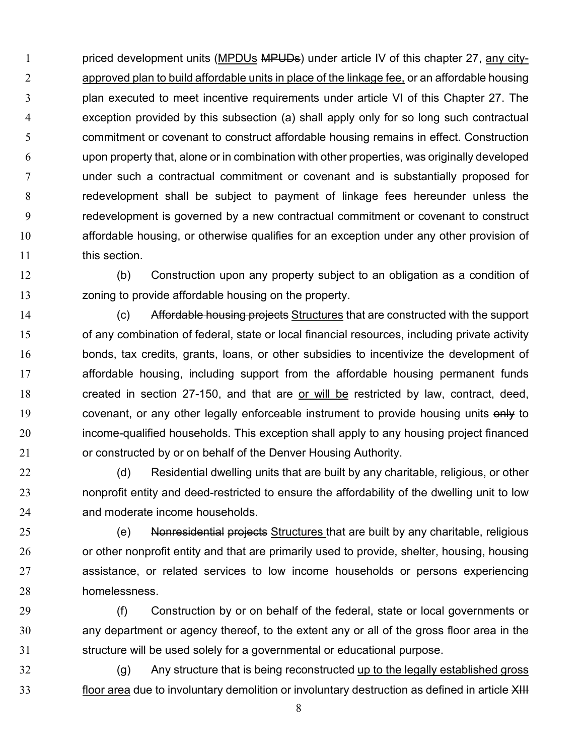priced development units (MPDUs ~~MPUDs~~) under article IV of this chapter 27, any city-approved plan to build affordable units in place of the linkage fee, or an affordable housing plan executed to meet incentive requirements under article VI of this Chapter 27. The exception provided by this subsection (a) shall apply only for so long such contractual commitment or covenant to construct affordable housing remains in effect. Construction upon property that, alone or in combination with other properties, was originally developed under such a contractual commitment or covenant and is substantially proposed for redevelopment shall be subject to payment of linkage fees hereunder unless the redevelopment is governed by a new contractual commitment or covenant to construct affordable housing, or otherwise qualifies for an exception under any other provision of this section.

(b) Construction upon any property subject to an obligation as a condition of zoning to provide affordable housing on the property.

(c) ~~Affordable housing projects~~ Structures that are constructed with the support of any combination of federal, state or local financial resources, including private activity bonds, tax credits, grants, loans, or other subsidies to incentivize the development of affordable housing, including support from the affordable housing permanent funds created in section 27-150, and that are or will be restricted by law, contract, deed, covenant, or any other legally enforceable instrument to provide housing units ~~only~~ to income-qualified households. This exception shall apply to any housing project financed or constructed by or on behalf of the Denver Housing Authority.

(d) Residential dwelling units that are built by any charitable, religious, or other nonprofit entity and deed-restricted to ensure the affordability of the dwelling unit to low and moderate income households.

(e) ~~Nonresidential projects~~ Structures that are built by any charitable, religious or other nonprofit entity and that are primarily used to provide, shelter, housing, housing assistance, or related services to low income households or persons experiencing homelessness.

(f) Construction by or on behalf of the federal, state or local governments or any department or agency thereof, to the extent any or all of the gross floor area in the structure will be used solely for a governmental or educational purpose.

(g) Any structure that is being reconstructed up to the legally established gross floor area due to involuntary demolition or involuntary destruction as defined in article ~~XIII~~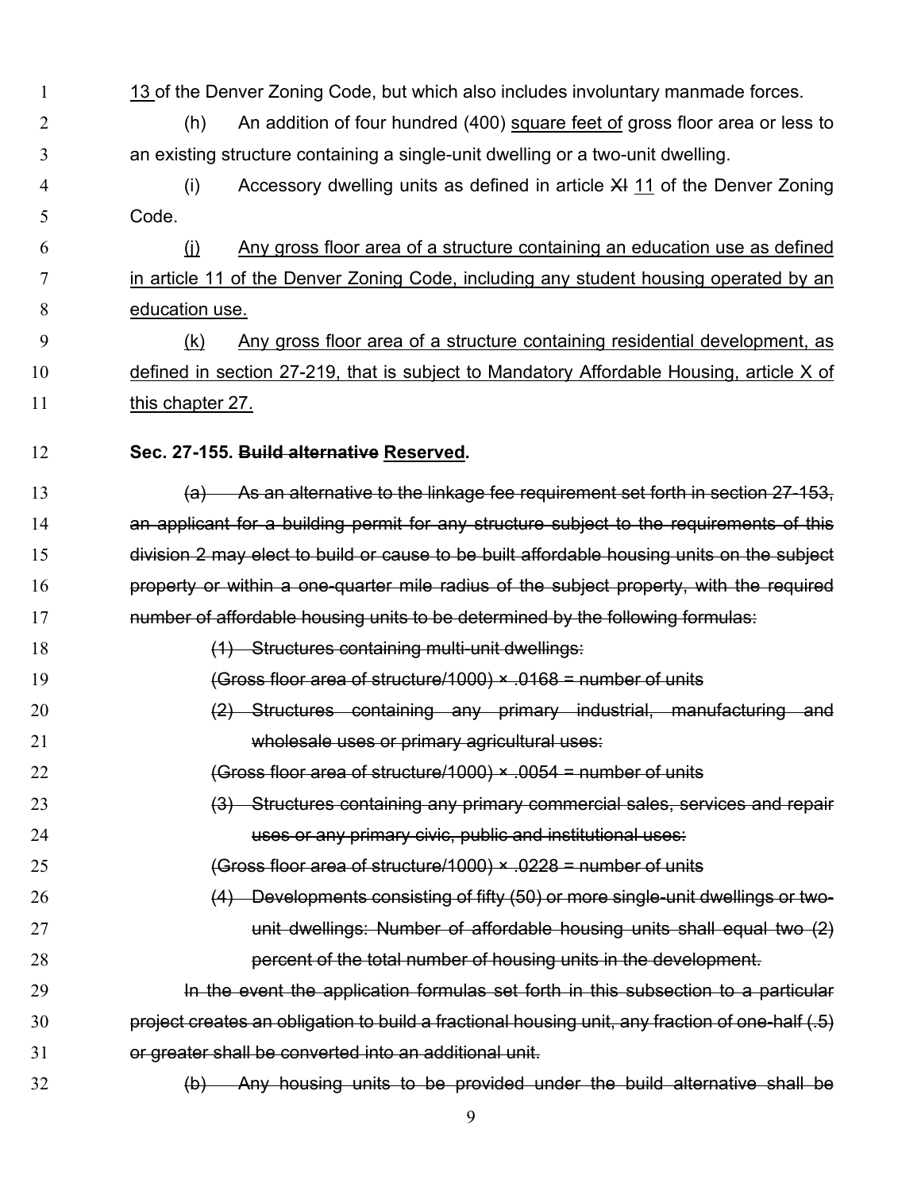13 of the Denver Zoning Code, but which also includes involuntary manmade forces.

(h) An addition of four hundred (400) <u>square feet of</u> gross floor area or less to an existing structure containing a single-unit dwelling or a two-unit dwelling.

(i) Accessory dwelling units as defined in article ~~XI~~ <u>11</u> of the Denver Zoning Code.

<u>(j) Any gross floor area of a structure containing an education use as defined in article 11 of the Denver Zoning Code, including any student housing operated by an education use.</u>

<u>(k) Any gross floor area of a structure containing residential development, as defined in section 27-219, that is subject to Mandatory Affordable Housing, article X of this chapter 27.</u>

**Sec. 27-155. ~~Build alternative~~ <u>Reserved</u>.**

~~(a) As an alternative to the linkage fee requirement set forth in section 27-153, an applicant for a building permit for any structure subject to the requirements of this division 2 may elect to build or cause to be built affordable housing units on the subject property or within a one-quarter mile radius of the subject property, with the required number of affordable housing units to be determined by the following formulas:~~

~~(1) Structures containing multi-unit dwellings:~~

~~(Gross floor area of structure/1000) × .0168 = number of units~~

~~(2) Structures containing any primary industrial, manufacturing and wholesale uses or primary agricultural uses:~~

~~(Gross floor area of structure/1000) × .0054 = number of units~~

~~(3) Structures containing any primary commercial sales, services and repair uses or any primary civic, public and institutional uses:~~

~~(Gross floor area of structure/1000) × .0228 = number of units~~

~~(4) Developments consisting of fifty (50) or more single-unit dwellings or two-unit dwellings: Number of affordable housing units shall equal two (2) percent of the total number of housing units in the development.~~

~~In the event the application formulas set forth in this subsection to a particular project creates an obligation to build a fractional housing unit, any fraction of one-half (.5) or greater shall be converted into an additional unit.~~

~~(b) Any housing units to be provided under the build alternative shall be~~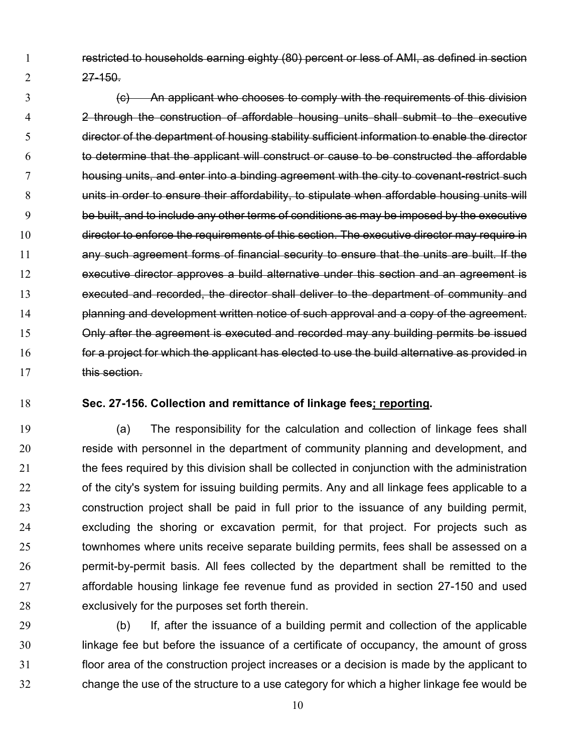~~restricted to households earning eighty (80) percent or less of AMI, as defined in section 27-150.~~

~~(c) An applicant who chooses to comply with the requirements of this division 2 through the construction of affordable housing units shall submit to the executive director of the department of housing stability sufficient information to enable the director to determine that the applicant will construct or cause to be constructed the affordable housing units, and enter into a binding agreement with the city to covenant-restrict such units in order to ensure their affordability, to stipulate when affordable housing units will be built, and to include any other terms of conditions as may be imposed by the executive director to enforce the requirements of this section. The executive director may require in any such agreement forms of financial security to ensure that the units are built. If the executive director approves a build alternative under this section and an agreement is executed and recorded, the director shall deliver to the department of community and planning and development written notice of such approval and a copy of the agreement. Only after the agreement is executed and recorded may any building permits be issued for a project for which the applicant has elected to use the build alternative as provided in this section.~~

**Sec. 27-156. Collection and remittance of linkage fees<u>; reporting</u>.**

(a) The responsibility for the calculation and collection of linkage fees shall reside with personnel in the department of community planning and development, and the fees required by this division shall be collected in conjunction with the administration of the city's system for issuing building permits. Any and all linkage fees applicable to a construction project shall be paid in full prior to the issuance of any building permit, excluding the shoring or excavation permit, for that project. For projects such as townhomes where units receive separate building permits, fees shall be assessed on a permit-by-permit basis. All fees collected by the department shall be remitted to the affordable housing linkage fee revenue fund as provided in section 27-150 and used exclusively for the purposes set forth therein.

(b) If, after the issuance of a building permit and collection of the applicable linkage fee but before the issuance of a certificate of occupancy, the amount of gross floor area of the construction project increases or a decision is made by the applicant to change the use of the structure to a use category for which a higher linkage fee would be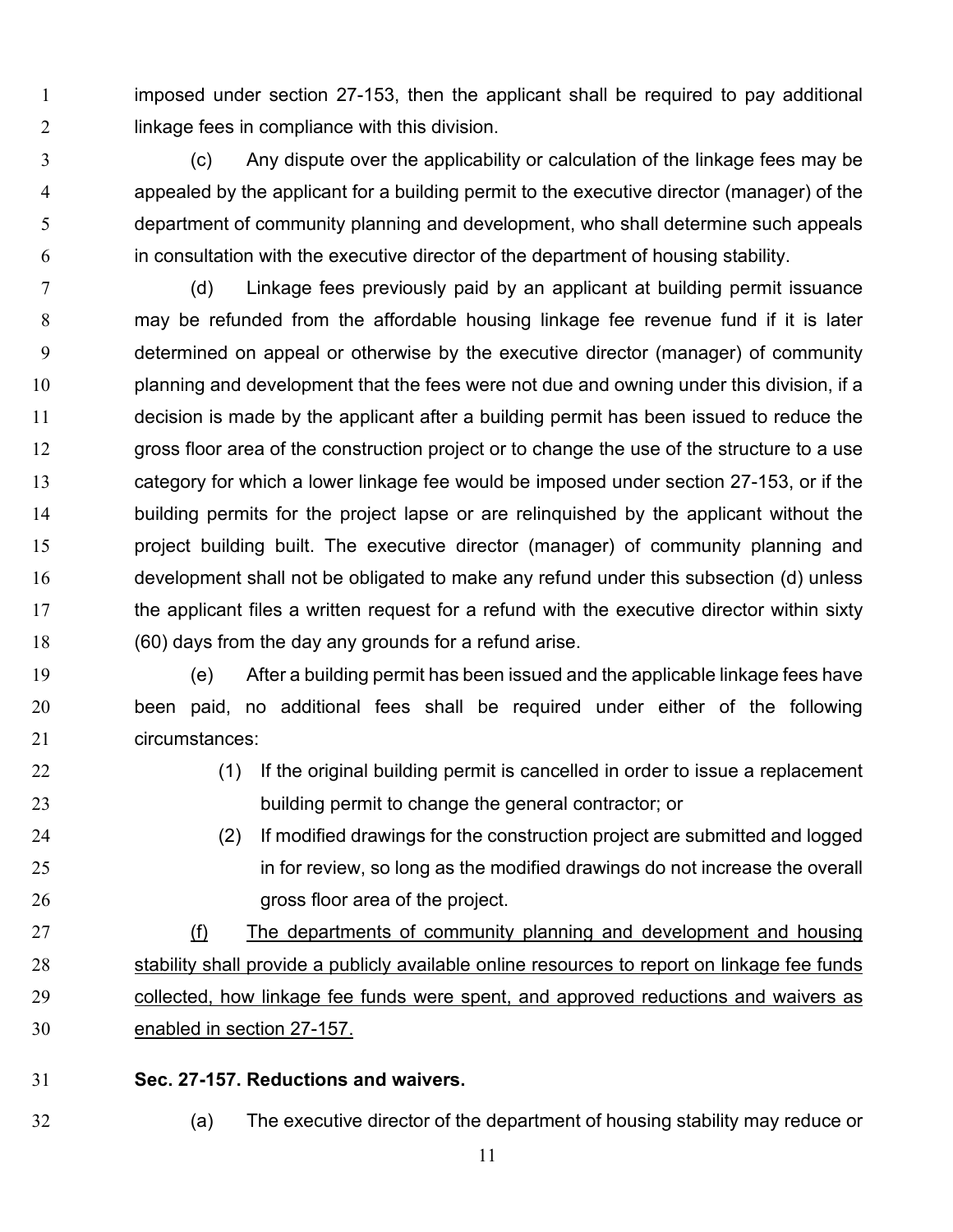imposed under section 27-153, then the applicant shall be required to pay additional linkage fees in compliance with this division.

(c) Any dispute over the applicability or calculation of the linkage fees may be appealed by the applicant for a building permit to the executive director (manager) of the department of community planning and development, who shall determine such appeals in consultation with the executive director of the department of housing stability.

(d) Linkage fees previously paid by an applicant at building permit issuance may be refunded from the affordable housing linkage fee revenue fund if it is later determined on appeal or otherwise by the executive director (manager) of community planning and development that the fees were not due and owning under this division, if a decision is made by the applicant after a building permit has been issued to reduce the gross floor area of the construction project or to change the use of the structure to a use category for which a lower linkage fee would be imposed under section 27-153, or if the building permits for the project lapse or are relinquished by the applicant without the project building built. The executive director (manager) of community planning and development shall not be obligated to make any refund under this subsection (d) unless the applicant files a written request for a refund with the executive director within sixty (60) days from the day any grounds for a refund arise.

(e) After a building permit has been issued and the applicable linkage fees have been paid, no additional fees shall be required under either of the following circumstances:

(1) If the original building permit is cancelled in order to issue a replacement building permit to change the general contractor; or

(2) If modified drawings for the construction project are submitted and logged in for review, so long as the modified drawings do not increase the overall gross floor area of the project.

<u>(f) The departments of community planning and development and housing stability shall provide a publicly available online resources to report on linkage fee funds collected, how linkage fee funds were spent, and approved reductions and waivers as enabled in section 27-157.</u>

**Sec. 27-157. Reductions and waivers.**

(a) The executive director of the department of housing stability may reduce or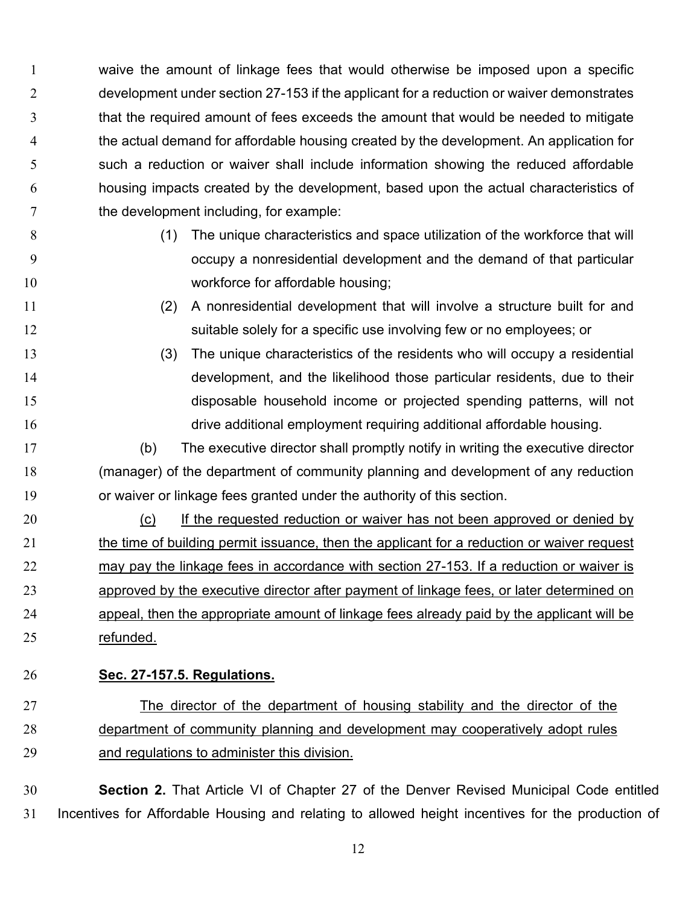waive the amount of linkage fees that would otherwise be imposed upon a specific development under section 27-153 if the applicant for a reduction or waiver demonstrates that the required amount of fees exceeds the amount that would be needed to mitigate the actual demand for affordable housing created by the development. An application for such a reduction or waiver shall include information showing the reduced affordable housing impacts created by the development, based upon the actual characteristics of the development including, for example:

(1) The unique characteristics and space utilization of the workforce that will occupy a nonresidential development and the demand of that particular workforce for affordable housing;

(2) A nonresidential development that will involve a structure built for and suitable solely for a specific use involving few or no employees; or

(3) The unique characteristics of the residents who will occupy a residential development, and the likelihood those particular residents, due to their disposable household income or projected spending patterns, will not drive additional employment requiring additional affordable housing.

(b) The executive director shall promptly notify in writing the executive director (manager) of the department of community planning and development of any reduction or waiver or linkage fees granted under the authority of this section.

<u>(c) If the requested reduction or waiver has not been approved or denied by the time of building permit issuance, then the applicant for a reduction or waiver request may pay the linkage fees in accordance with section 27-153. If a reduction or waiver is approved by the executive director after payment of linkage fees, or later determined on appeal, then the appropriate amount of linkage fees already paid by the applicant will be refunded.</u>

**<u>Sec. 27-157.5. Regulations.</u>**

<u>The director of the department of housing stability and the director of the department of community planning and development may cooperatively adopt rules and regulations to administer this division.</u>

**Section 2.** That Article VI of Chapter 27 of the Denver Revised Municipal Code entitled Incentives for Affordable Housing and relating to allowed height incentives for the production of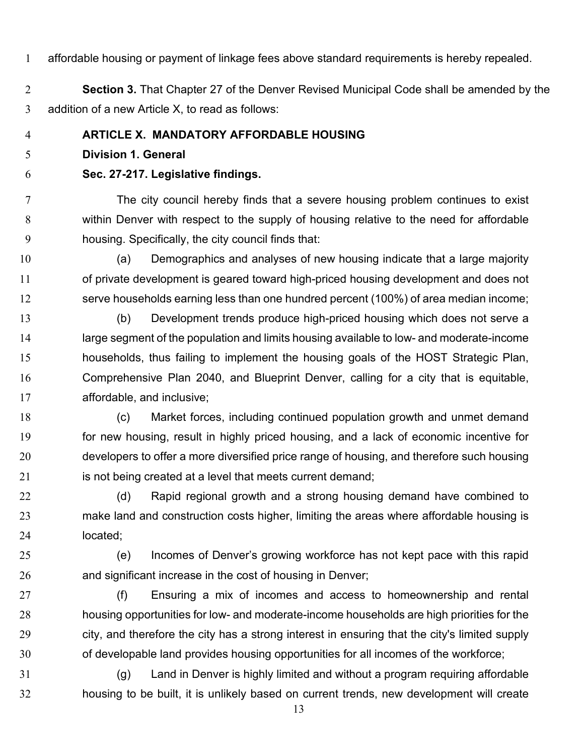affordable housing or payment of linkage fees above standard requirements is hereby repealed.

**Section 3.** That Chapter 27 of the Denver Revised Municipal Code shall be amended by the addition of a new Article X, to read as follows:

**ARTICLE X. MANDATORY AFFORDABLE HOUSING**

**Division 1. General**

**Sec. 27-217. Legislative findings.**

The city council hereby finds that a severe housing problem continues to exist within Denver with respect to the supply of housing relative to the need for affordable housing. Specifically, the city council finds that:

(a) Demographics and analyses of new housing indicate that a large majority of private development is geared toward high-priced housing development and does not serve households earning less than one hundred percent (100%) of area median income;

(b) Development trends produce high-priced housing which does not serve a large segment of the population and limits housing available to low- and moderate-income households, thus failing to implement the housing goals of the HOST Strategic Plan, Comprehensive Plan 2040, and Blueprint Denver, calling for a city that is equitable, affordable, and inclusive;

(c) Market forces, including continued population growth and unmet demand for new housing, result in highly priced housing, and a lack of economic incentive for developers to offer a more diversified price range of housing, and therefore such housing is not being created at a level that meets current demand;

(d) Rapid regional growth and a strong housing demand have combined to make land and construction costs higher, limiting the areas where affordable housing is located;

(e) Incomes of Denver's growing workforce has not kept pace with this rapid and significant increase in the cost of housing in Denver;

(f) Ensuring a mix of incomes and access to homeownership and rental housing opportunities for low- and moderate-income households are high priorities for the city, and therefore the city has a strong interest in ensuring that the city's limited supply of developable land provides housing opportunities for all incomes of the workforce;

(g) Land in Denver is highly limited and without a program requiring affordable housing to be built, it is unlikely based on current trends, new development will create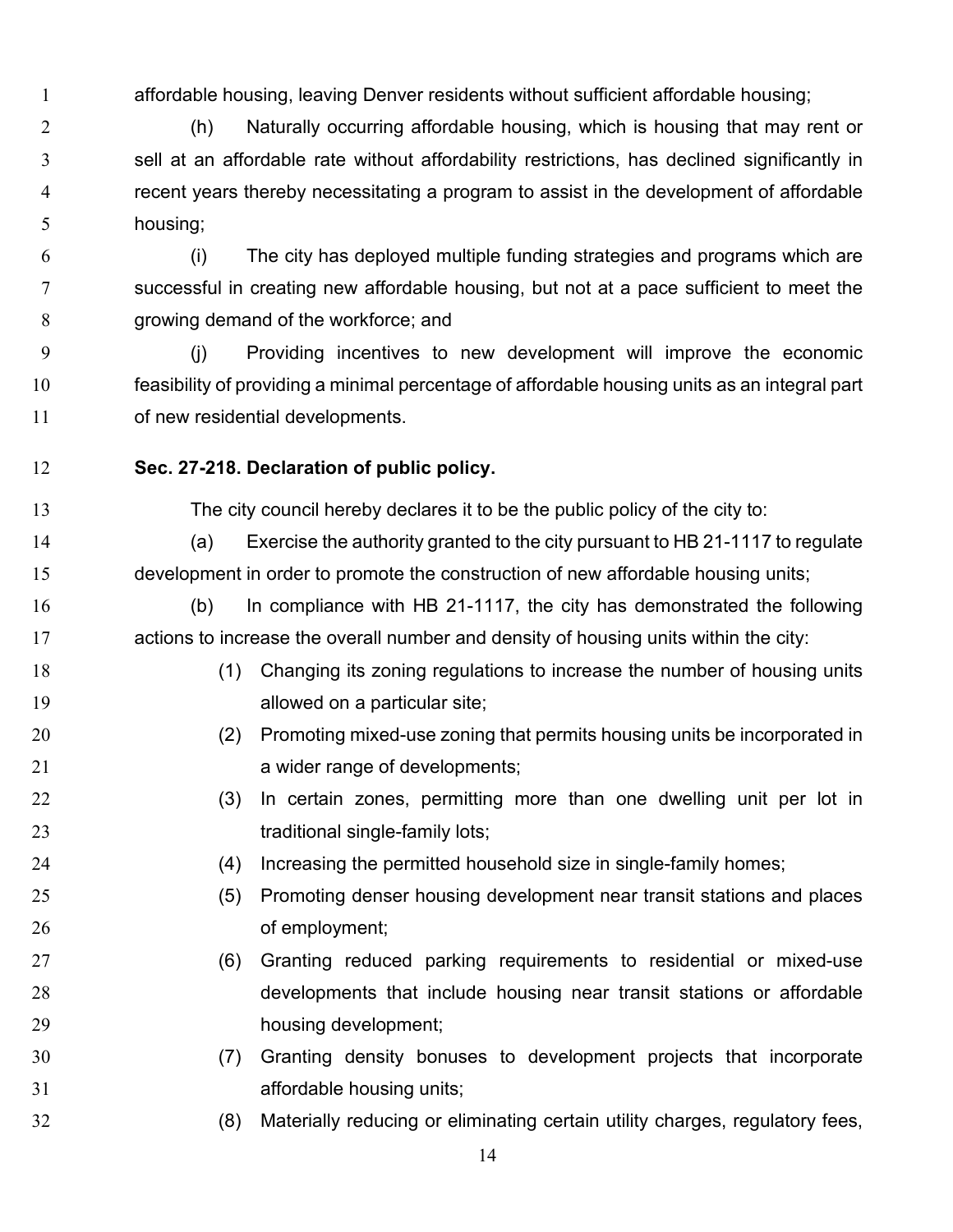affordable housing, leaving Denver residents without sufficient affordable housing;

(h) Naturally occurring affordable housing, which is housing that may rent or sell at an affordable rate without affordability restrictions, has declined significantly in recent years thereby necessitating a program to assist in the development of affordable housing;

(i) The city has deployed multiple funding strategies and programs which are successful in creating new affordable housing, but not at a pace sufficient to meet the growing demand of the workforce; and

(j) Providing incentives to new development will improve the economic feasibility of providing a minimal percentage of affordable housing units as an integral part of new residential developments.

**Sec. 27-218. Declaration of public policy.**

The city council hereby declares it to be the public policy of the city to:

(a) Exercise the authority granted to the city pursuant to HB 21-1117 to regulate development in order to promote the construction of new affordable housing units;

(b) In compliance with HB 21-1117, the city has demonstrated the following actions to increase the overall number and density of housing units within the city:

(1) Changing its zoning regulations to increase the number of housing units allowed on a particular site;

(2) Promoting mixed-use zoning that permits housing units be incorporated in a wider range of developments;

(3) In certain zones, permitting more than one dwelling unit per lot in traditional single-family lots;

(4) Increasing the permitted household size in single-family homes;

(5) Promoting denser housing development near transit stations and places of employment;

(6) Granting reduced parking requirements to residential or mixed-use developments that include housing near transit stations or affordable housing development;

(7) Granting density bonuses to development projects that incorporate affordable housing units;

(8) Materially reducing or eliminating certain utility charges, regulatory fees,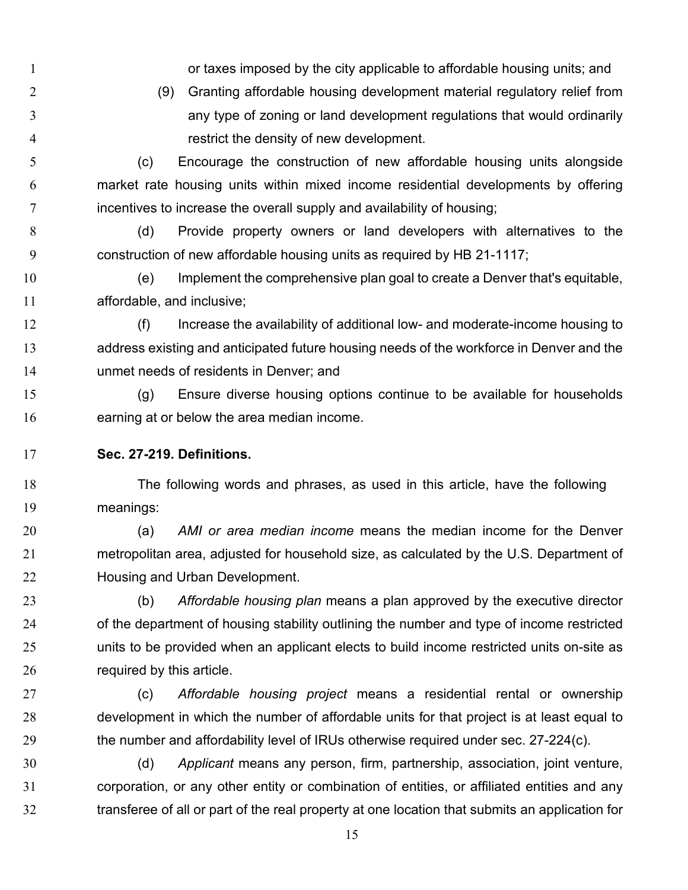or taxes imposed by the city applicable to affordable housing units; and

(9) Granting affordable housing development material regulatory relief from any type of zoning or land development regulations that would ordinarily restrict the density of new development.

(c) Encourage the construction of new affordable housing units alongside market rate housing units within mixed income residential developments by offering incentives to increase the overall supply and availability of housing;

(d) Provide property owners or land developers with alternatives to the construction of new affordable housing units as required by HB 21-1117;

(e) Implement the comprehensive plan goal to create a Denver that's equitable, affordable, and inclusive;

(f) Increase the availability of additional low- and moderate-income housing to address existing and anticipated future housing needs of the workforce in Denver and the unmet needs of residents in Denver; and

(g) Ensure diverse housing options continue to be available for households earning at or below the area median income.

**Sec. 27-219. Definitions.**

The following words and phrases, as used in this article, have the following meanings:

(a) *AMI or area median income* means the median income for the Denver metropolitan area, adjusted for household size, as calculated by the U.S. Department of Housing and Urban Development.

(b) *Affordable housing plan* means a plan approved by the executive director of the department of housing stability outlining the number and type of income restricted units to be provided when an applicant elects to build income restricted units on-site as required by this article.

(c) *Affordable housing project* means a residential rental or ownership development in which the number of affordable units for that project is at least equal to the number and affordability level of IRUs otherwise required under sec. 27-224(c).

(d) *Applicant* means any person, firm, partnership, association, joint venture, corporation, or any other entity or combination of entities, or affiliated entities and any transferee of all or part of the real property at one location that submits an application for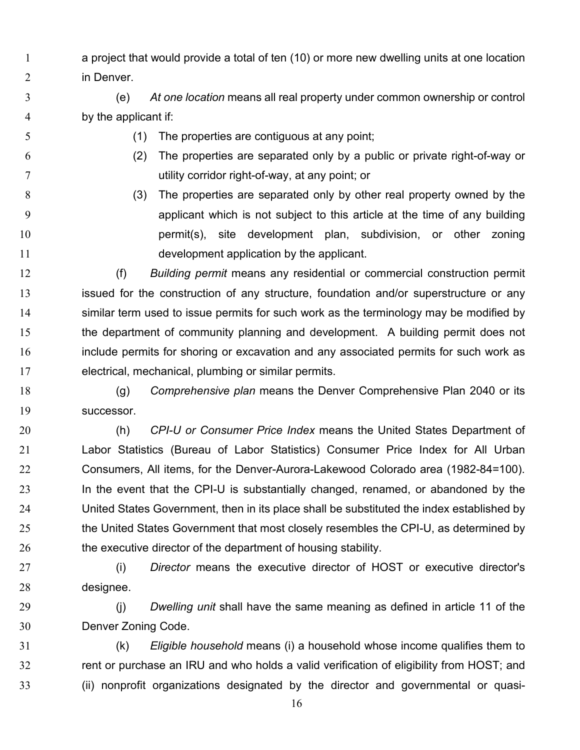a project that would provide a total of ten (10) or more new dwelling units at one location in Denver.

(e) *At one location* means all real property under common ownership or control by the applicant if:

(1) The properties are contiguous at any point;

(2) The properties are separated only by a public or private right-of-way or utility corridor right-of-way, at any point; or

(3) The properties are separated only by other real property owned by the applicant which is not subject to this article at the time of any building permit(s), site development plan, subdivision, or other zoning development application by the applicant.

(f) *Building permit* means any residential or commercial construction permit issued for the construction of any structure, foundation and/or superstructure or any similar term used to issue permits for such work as the terminology may be modified by the department of community planning and development. A building permit does not include permits for shoring or excavation and any associated permits for such work as electrical, mechanical, plumbing or similar permits.

(g) *Comprehensive plan* means the Denver Comprehensive Plan 2040 or its successor.

(h) *CPI-U or Consumer Price Index* means the United States Department of Labor Statistics (Bureau of Labor Statistics) Consumer Price Index for All Urban Consumers, All items, for the Denver-Aurora-Lakewood Colorado area (1982-84=100). In the event that the CPI-U is substantially changed, renamed, or abandoned by the United States Government, then in its place shall be substituted the index established by the United States Government that most closely resembles the CPI-U, as determined by the executive director of the department of housing stability.

(i) *Director* means the executive director of HOST or executive director's designee.

(j) *Dwelling unit* shall have the same meaning as defined in article 11 of the Denver Zoning Code.

(k) *Eligible household* means (i) a household whose income qualifies them to rent or purchase an IRU and who holds a valid verification of eligibility from HOST; and (ii) nonprofit organizations designated by the director and governmental or quasi-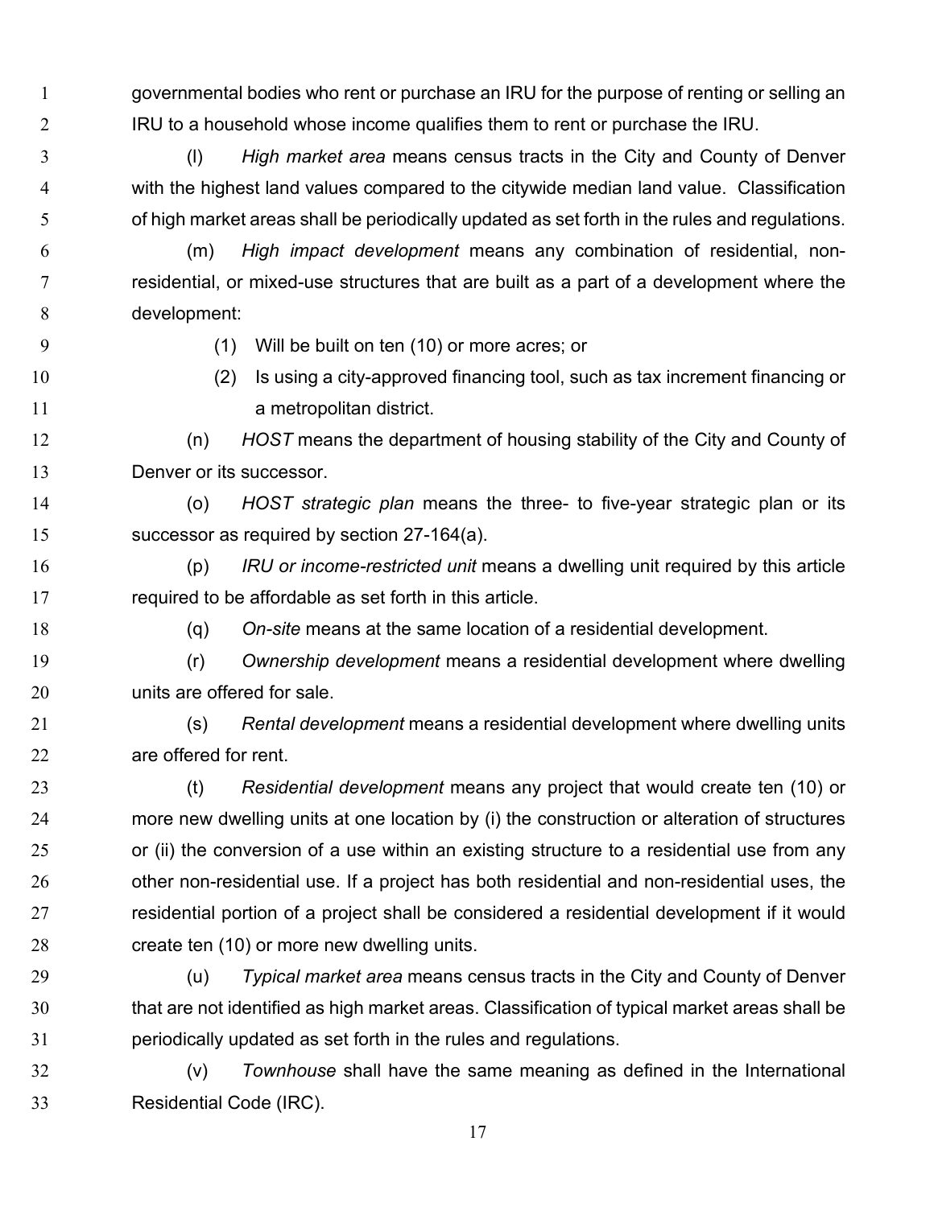governmental bodies who rent or purchase an IRU for the purpose of renting or selling an IRU to a household whose income qualifies them to rent or purchase the IRU.

(l) *High market area* means census tracts in the City and County of Denver with the highest land values compared to the citywide median land value. Classification of high market areas shall be periodically updated as set forth in the rules and regulations.

(m) *High impact development* means any combination of residential, non-residential, or mixed-use structures that are built as a part of a development where the development:

(1) Will be built on ten (10) or more acres; or

(2) Is using a city-approved financing tool, such as tax increment financing or a metropolitan district.

(n) *HOST* means the department of housing stability of the City and County of Denver or its successor.

(o) *HOST strategic plan* means the three- to five-year strategic plan or its successor as required by section 27-164(a).

(p) *IRU or income-restricted unit* means a dwelling unit required by this article required to be affordable as set forth in this article.

(q) *On-site* means at the same location of a residential development.

(r) *Ownership development* means a residential development where dwelling units are offered for sale.

(s) *Rental development* means a residential development where dwelling units are offered for rent.

(t) *Residential development* means any project that would create ten (10) or more new dwelling units at one location by (i) the construction or alteration of structures or (ii) the conversion of a use within an existing structure to a residential use from any other non-residential use. If a project has both residential and non-residential uses, the residential portion of a project shall be considered a residential development if it would create ten (10) or more new dwelling units.

(u) *Typical market area* means census tracts in the City and County of Denver that are not identified as high market areas. Classification of typical market areas shall be periodically updated as set forth in the rules and regulations.

(v) *Townhouse* shall have the same meaning as defined in the International Residential Code (IRC).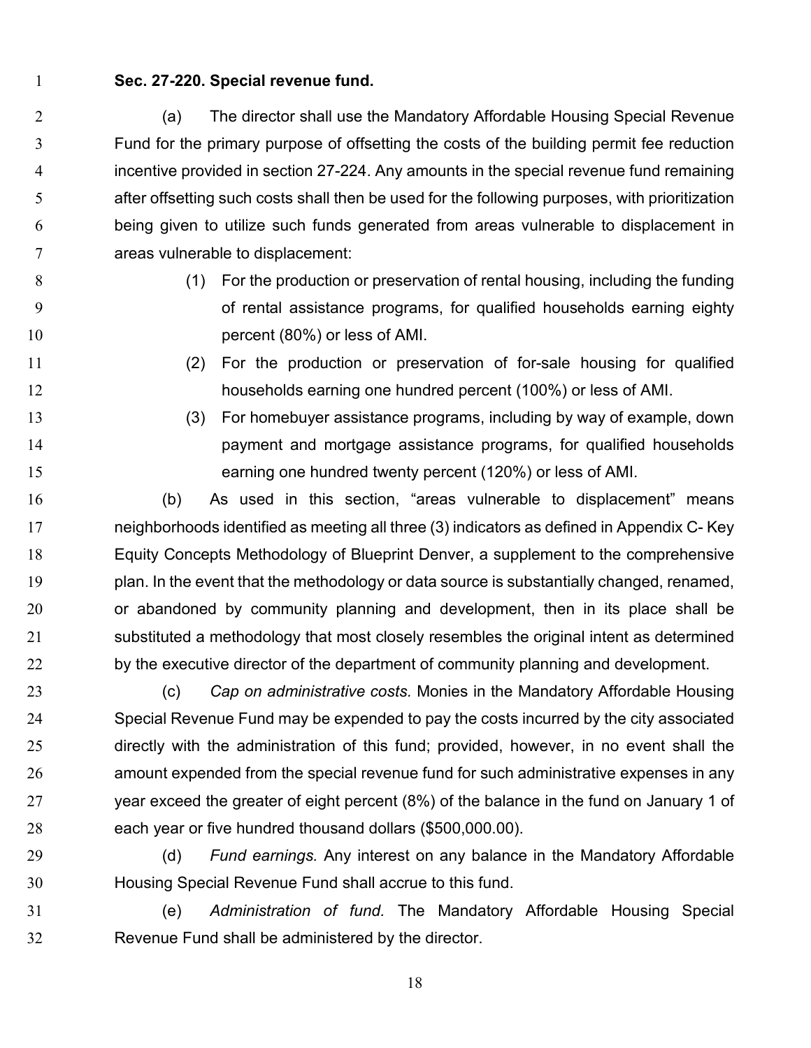**Sec. 27-220. Special revenue fund.**

(a) The director shall use the Mandatory Affordable Housing Special Revenue Fund for the primary purpose of offsetting the costs of the building permit fee reduction incentive provided in section 27-224. Any amounts in the special revenue fund remaining after offsetting such costs shall then be used for the following purposes, with prioritization being given to utilize such funds generated from areas vulnerable to displacement in areas vulnerable to displacement:

(1) For the production or preservation of rental housing, including the funding of rental assistance programs, for qualified households earning eighty percent (80%) or less of AMI.

(2) For the production or preservation of for-sale housing for qualified households earning one hundred percent (100%) or less of AMI.

(3) For homebuyer assistance programs, including by way of example, down payment and mortgage assistance programs, for qualified households earning one hundred twenty percent (120%) or less of AMI.

(b) As used in this section, "areas vulnerable to displacement" means neighborhoods identified as meeting all three (3) indicators as defined in Appendix C- Key Equity Concepts Methodology of Blueprint Denver, a supplement to the comprehensive plan. In the event that the methodology or data source is substantially changed, renamed, or abandoned by community planning and development, then in its place shall be substituted a methodology that most closely resembles the original intent as determined by the executive director of the department of community planning and development.

(c) *Cap on administrative costs.* Monies in the Mandatory Affordable Housing Special Revenue Fund may be expended to pay the costs incurred by the city associated directly with the administration of this fund; provided, however, in no event shall the amount expended from the special revenue fund for such administrative expenses in any year exceed the greater of eight percent (8%) of the balance in the fund on January 1 of each year or five hundred thousand dollars ($500,000.00).

(d) *Fund earnings.* Any interest on any balance in the Mandatory Affordable Housing Special Revenue Fund shall accrue to this fund.

(e) *Administration of fund.* The Mandatory Affordable Housing Special Revenue Fund shall be administered by the director.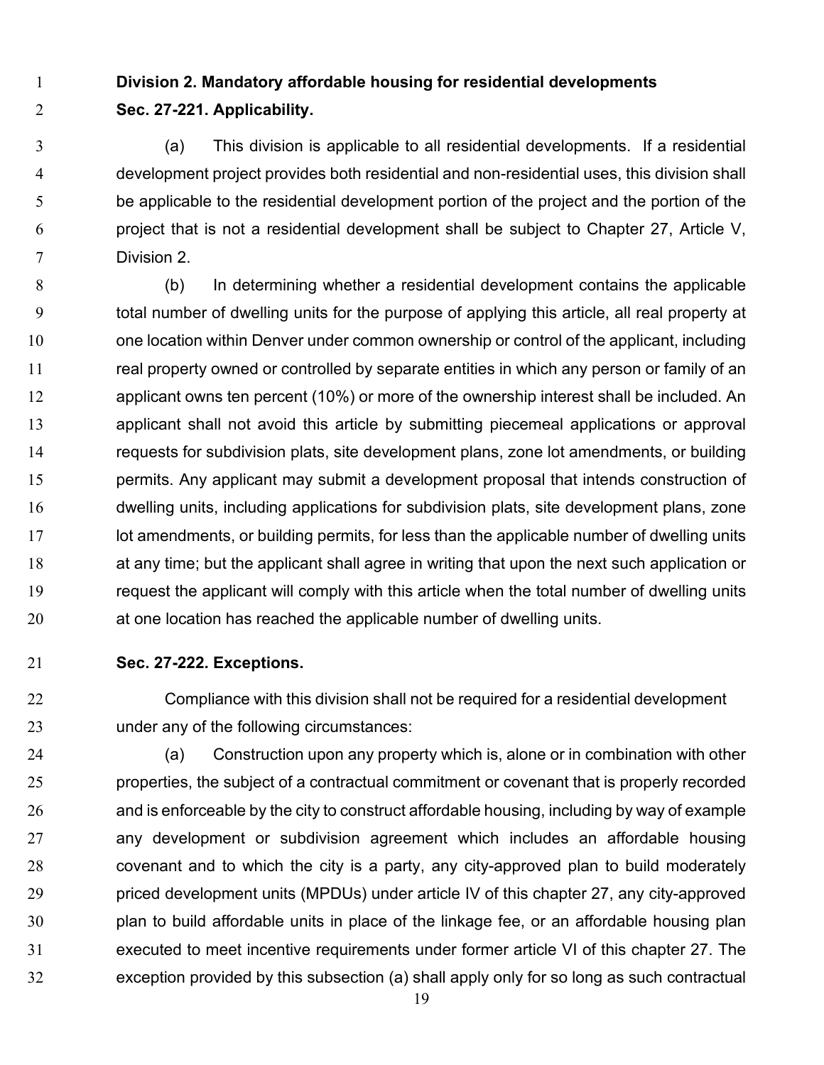**Division 2. Mandatory affordable housing for residential developments**

**Sec. 27-221. Applicability.**

(a) This division is applicable to all residential developments. If a residential development project provides both residential and non-residential uses, this division shall be applicable to the residential development portion of the project and the portion of the project that is not a residential development shall be subject to Chapter 27, Article V, Division 2.

(b) In determining whether a residential development contains the applicable total number of dwelling units for the purpose of applying this article, all real property at one location within Denver under common ownership or control of the applicant, including real property owned or controlled by separate entities in which any person or family of an applicant owns ten percent (10%) or more of the ownership interest shall be included. An applicant shall not avoid this article by submitting piecemeal applications or approval requests for subdivision plats, site development plans, zone lot amendments, or building permits. Any applicant may submit a development proposal that intends construction of dwelling units, including applications for subdivision plats, site development plans, zone lot amendments, or building permits, for less than the applicable number of dwelling units at any time; but the applicant shall agree in writing that upon the next such application or request the applicant will comply with this article when the total number of dwelling units at one location has reached the applicable number of dwelling units.

**Sec. 27-222. Exceptions.**

Compliance with this division shall not be required for a residential development under any of the following circumstances:

(a) Construction upon any property which is, alone or in combination with other properties, the subject of a contractual commitment or covenant that is properly recorded and is enforceable by the city to construct affordable housing, including by way of example any development or subdivision agreement which includes an affordable housing covenant and to which the city is a party, any city-approved plan to build moderately priced development units (MPDUs) under article IV of this chapter 27, any city-approved plan to build affordable units in place of the linkage fee, or an affordable housing plan executed to meet incentive requirements under former article VI of this chapter 27. The exception provided by this subsection (a) shall apply only for so long as such contractual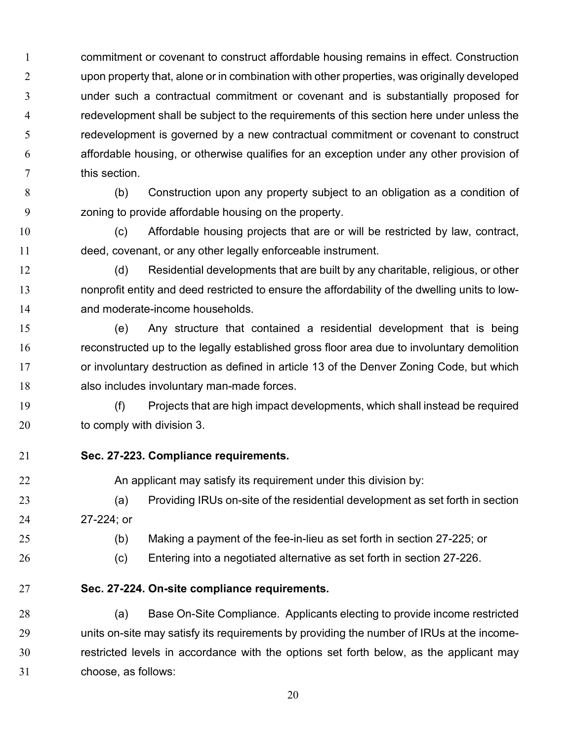commitment or covenant to construct affordable housing remains in effect. Construction upon property that, alone or in combination with other properties, was originally developed under such a contractual commitment or covenant and is substantially proposed for redevelopment shall be subject to the requirements of this section here under unless the redevelopment is governed by a new contractual commitment or covenant to construct affordable housing, or otherwise qualifies for an exception under any other provision of this section.

(b) Construction upon any property subject to an obligation as a condition of zoning to provide affordable housing on the property.

(c) Affordable housing projects that are or will be restricted by law, contract, deed, covenant, or any other legally enforceable instrument.

(d) Residential developments that are built by any charitable, religious, or other nonprofit entity and deed restricted to ensure the affordability of the dwelling units to low- and moderate-income households.

(e) Any structure that contained a residential development that is being reconstructed up to the legally established gross floor area due to involuntary demolition or involuntary destruction as defined in article 13 of the Denver Zoning Code, but which also includes involuntary man-made forces.

(f) Projects that are high impact developments, which shall instead be required to comply with division 3.

**Sec. 27-223. Compliance requirements.**

An applicant may satisfy its requirement under this division by:

(a) Providing IRUs on-site of the residential development as set forth in section 27-224; or

(b) Making a payment of the fee-in-lieu as set forth in section 27-225; or

(c) Entering into a negotiated alternative as set forth in section 27-226.

**Sec. 27-224. On-site compliance requirements.**

(a) Base On-Site Compliance. Applicants electing to provide income restricted units on-site may satisfy its requirements by providing the number of IRUs at the income-restricted levels in accordance with the options set forth below, as the applicant may choose, as follows: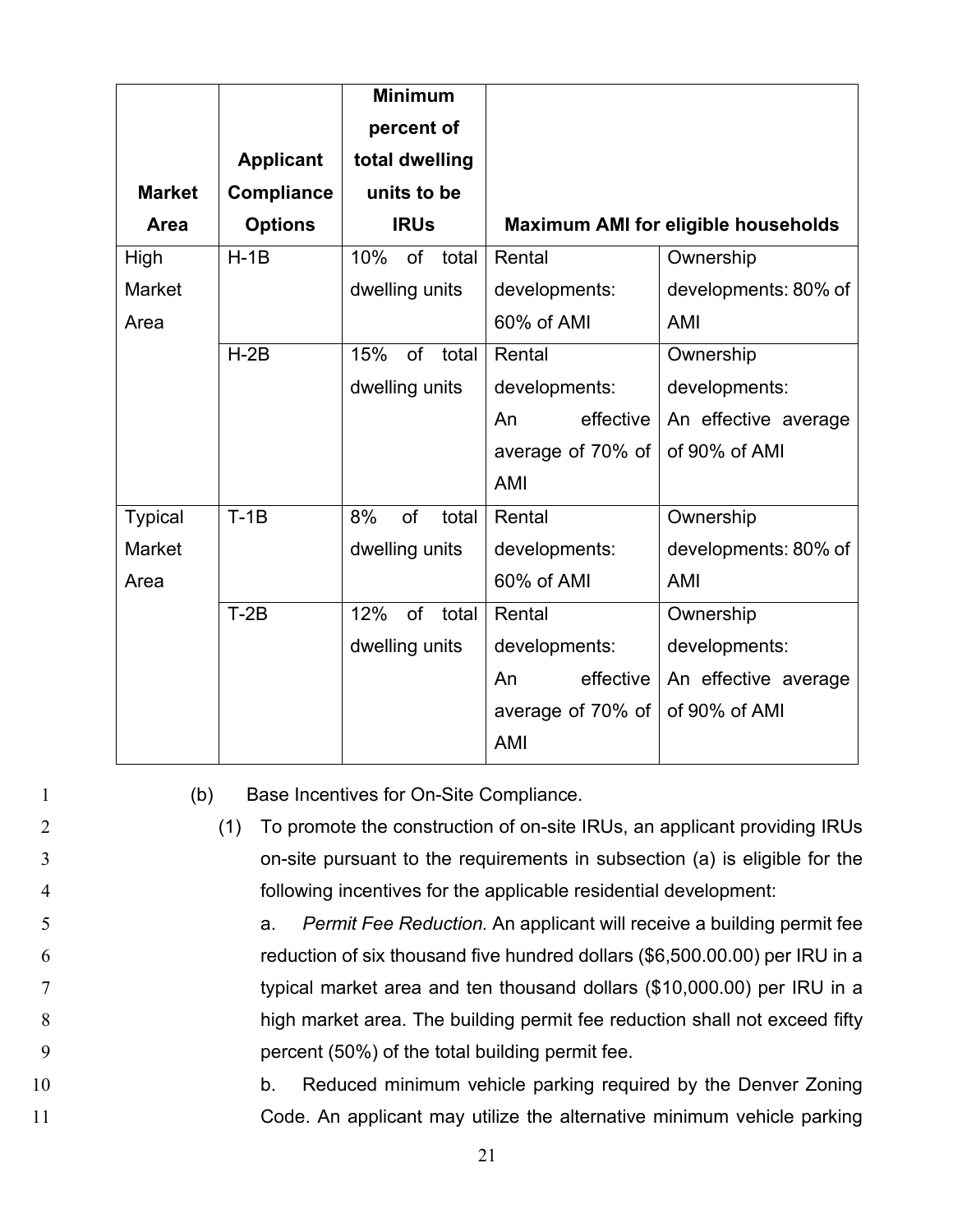| Market Area | Applicant Compliance Options | Minimum percent of total dwelling units to be IRUs | Maximum AMI for eligible households | |
|---|---|---|---|---|
| High Market Area | H-1B | 10% of total dwelling units | Rental developments: 60% of AMI | Ownership developments: 80% of AMI |
| | H-2B | 15% of total dwelling units | Rental developments: An effective average of 70% of AMI | Ownership developments: An effective average of 90% of AMI |
| Typical Market Area | T-1B | 8% of total dwelling units | Rental developments: 60% of AMI | Ownership developments: 80% of AMI |
| | T-2B | 12% of total dwelling units | Rental developments: An effective average of 70% of AMI | Ownership developments: An effective average of 90% of AMI |

(b) Base Incentives for On-Site Compliance.

(1) To promote the construction of on-site IRUs, an applicant providing IRUs on-site pursuant to the requirements in subsection (a) is eligible for the following incentives for the applicable residential development:

a. *Permit Fee Reduction.* An applicant will receive a building permit fee reduction of six thousand five hundred dollars ($6,500.00.00) per IRU in a typical market area and ten thousand dollars ($10,000.00) per IRU in a high market area. The building permit fee reduction shall not exceed fifty percent (50%) of the total building permit fee.

b. Reduced minimum vehicle parking required by the Denver Zoning Code. An applicant may utilize the alternative minimum vehicle parking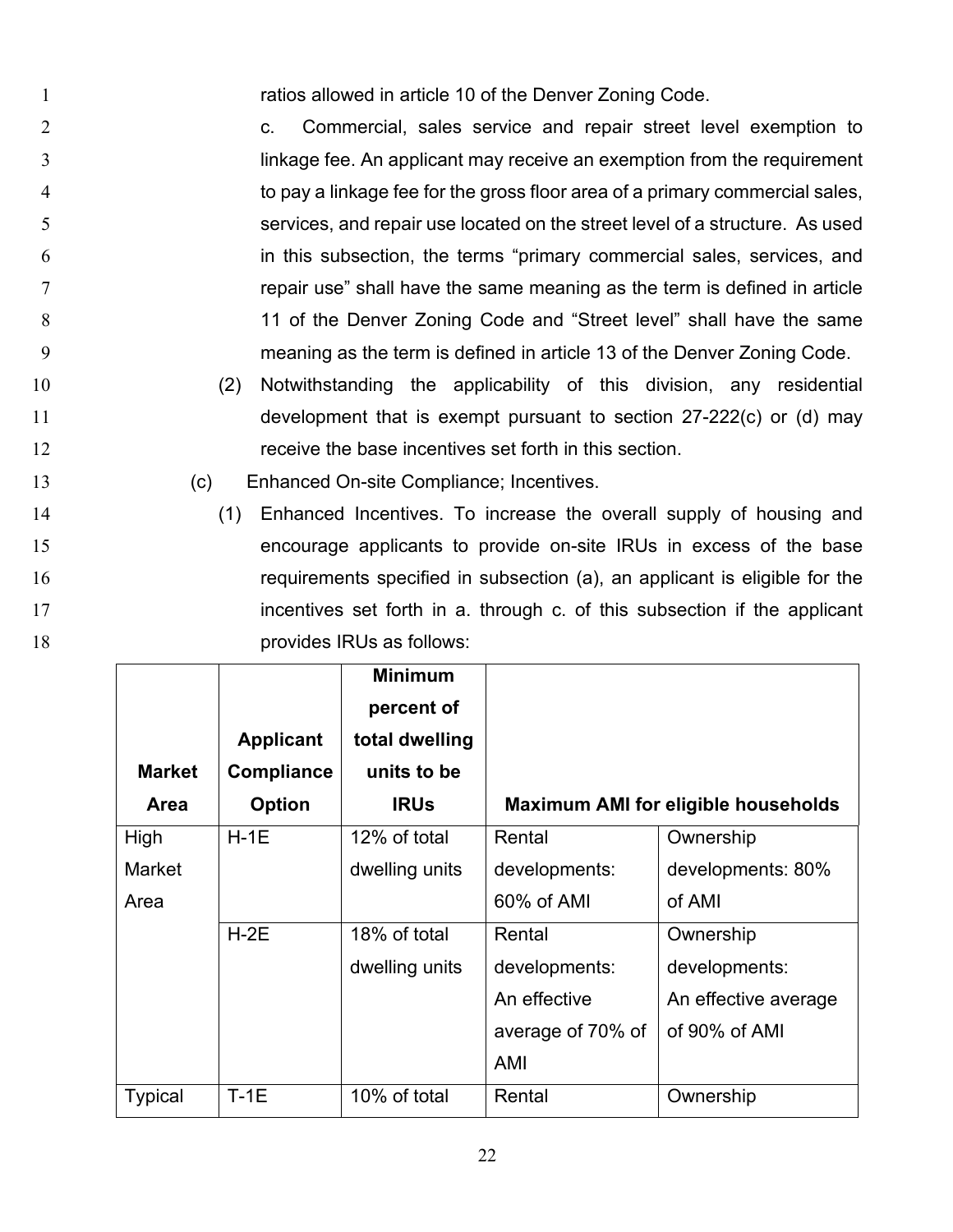ratios allowed in article 10 of the Denver Zoning Code.

c. Commercial, sales service and repair street level exemption to linkage fee. An applicant may receive an exemption from the requirement to pay a linkage fee for the gross floor area of a primary commercial sales, services, and repair use located on the street level of a structure. As used in this subsection, the terms "primary commercial sales, services, and repair use" shall have the same meaning as the term is defined in article 11 of the Denver Zoning Code and "Street level" shall have the same meaning as the term is defined in article 13 of the Denver Zoning Code.

(2) Notwithstanding the applicability of this division, any residential development that is exempt pursuant to section 27-222(c) or (d) may receive the base incentives set forth in this section.

(c) Enhanced On-site Compliance; Incentives.

(1) Enhanced Incentives. To increase the overall supply of housing and encourage applicants to provide on-site IRUs in excess of the base requirements specified in subsection (a), an applicant is eligible for the incentives set forth in a. through c. of this subsection if the applicant provides IRUs as follows:

| **Market Area** | **Applicant Compliance Option** | **Minimum percent of total dwelling units to be IRUs** | **Maximum AMI for eligible households** | |
|---|---|---|---|---|
| High Market Area | H-1E | 12% of total dwelling units | Rental developments: 60% of AMI | Ownership developments: 80% of AMI |
| | H-2E | 18% of total dwelling units | Rental developments: An effective average of 70% of AMI | Ownership developments: An effective average of 90% of AMI |
| Typical | T-1E | 10% of total | Rental | Ownership |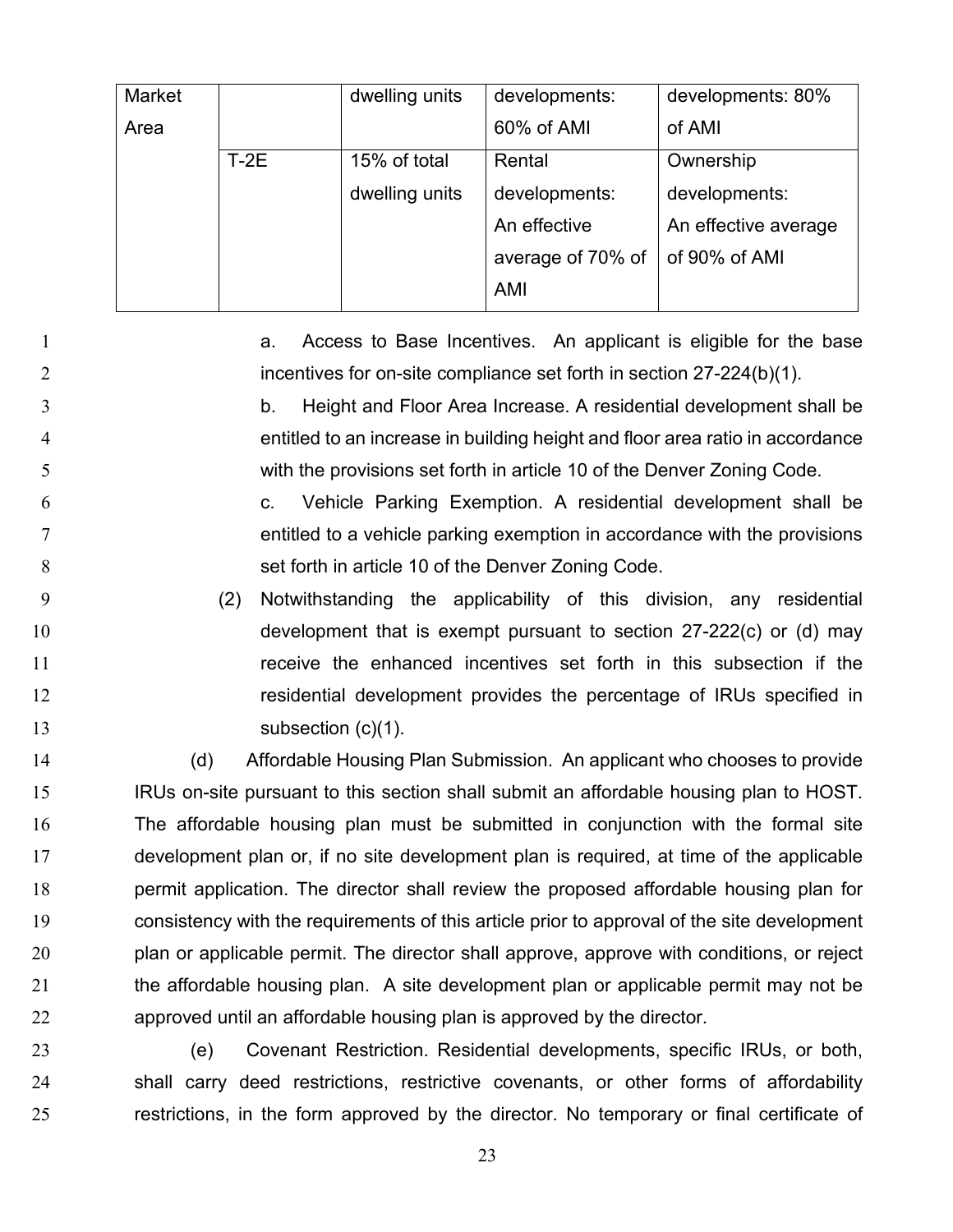| | | | | |
|---|---|---|---|---|
| Market Area | | dwelling units | developments: 60% of AMI | developments: 80% of AMI |
| | T-2E | 15% of total dwelling units | Rental developments: An effective average of 70% of AMI | Ownership developments: An effective average of 90% of AMI |

a. Access to Base Incentives. An applicant is eligible for the base incentives for on-site compliance set forth in section 27-224(b)(1).

b. Height and Floor Area Increase. A residential development shall be entitled to an increase in building height and floor area ratio in accordance with the provisions set forth in article 10 of the Denver Zoning Code.

c. Vehicle Parking Exemption. A residential development shall be entitled to a vehicle parking exemption in accordance with the provisions set forth in article 10 of the Denver Zoning Code.

(2) Notwithstanding the applicability of this division, any residential development that is exempt pursuant to section 27-222(c) or (d) may receive the enhanced incentives set forth in this subsection if the residential development provides the percentage of IRUs specified in subsection (c)(1).

(d) Affordable Housing Plan Submission. An applicant who chooses to provide IRUs on-site pursuant to this section shall submit an affordable housing plan to HOST. The affordable housing plan must be submitted in conjunction with the formal site development plan or, if no site development plan is required, at time of the applicable permit application. The director shall review the proposed affordable housing plan for consistency with the requirements of this article prior to approval of the site development plan or applicable permit. The director shall approve, approve with conditions, or reject the affordable housing plan. A site development plan or applicable permit may not be approved until an affordable housing plan is approved by the director.

(e) Covenant Restriction. Residential developments, specific IRUs, or both, shall carry deed restrictions, restrictive covenants, or other forms of affordability restrictions, in the form approved by the director. No temporary or final certificate of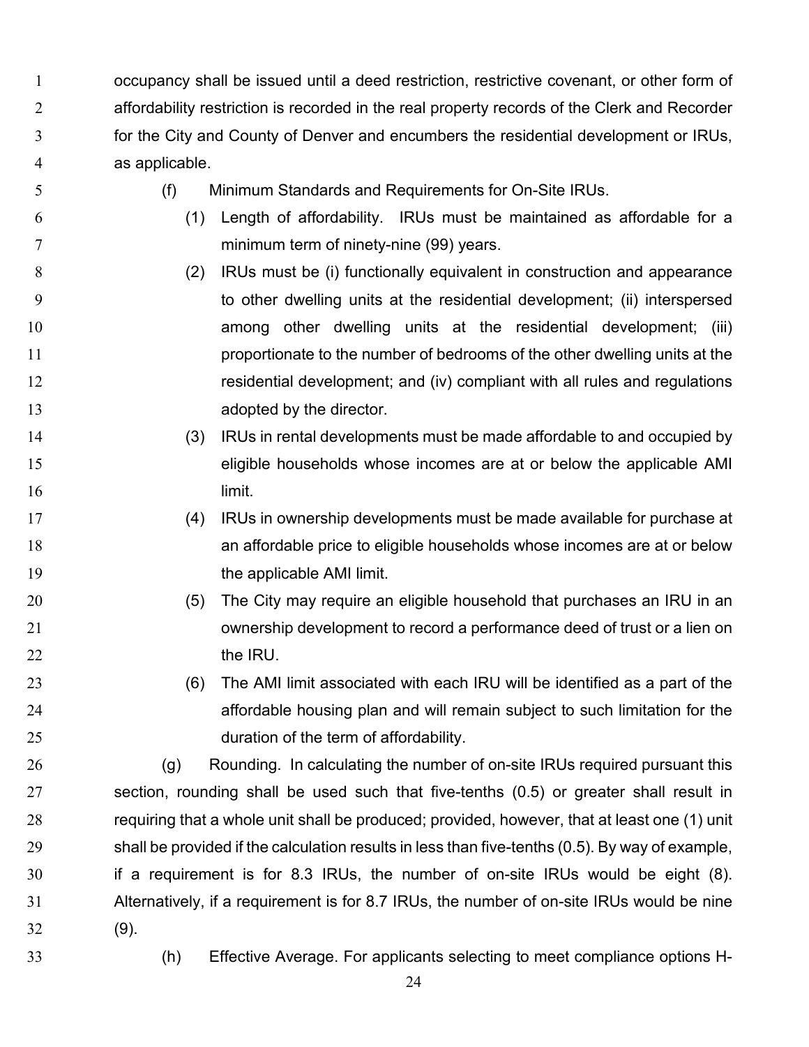occupancy shall be issued until a deed restriction, restrictive covenant, or other form of affordability restriction is recorded in the real property records of the Clerk and Recorder for the City and County of Denver and encumbers the residential development or IRUs, as applicable.

(f) Minimum Standards and Requirements for On-Site IRUs.

(1) Length of affordability. IRUs must be maintained as affordable for a minimum term of ninety-nine (99) years.

(2) IRUs must be (i) functionally equivalent in construction and appearance to other dwelling units at the residential development; (ii) interspersed among other dwelling units at the residential development; (iii) proportionate to the number of bedrooms of the other dwelling units at the residential development; and (iv) compliant with all rules and regulations adopted by the director.

(3) IRUs in rental developments must be made affordable to and occupied by eligible households whose incomes are at or below the applicable AMI limit.

(4) IRUs in ownership developments must be made available for purchase at an affordable price to eligible households whose incomes are at or below the applicable AMI limit.

(5) The City may require an eligible household that purchases an IRU in an ownership development to record a performance deed of trust or a lien on the IRU.

(6) The AMI limit associated with each IRU will be identified as a part of the affordable housing plan and will remain subject to such limitation for the duration of the term of affordability.

(g) Rounding. In calculating the number of on-site IRUs required pursuant this section, rounding shall be used such that five-tenths (0.5) or greater shall result in requiring that a whole unit shall be produced; provided, however, that at least one (1) unit shall be provided if the calculation results in less than five-tenths (0.5). By way of example, if a requirement is for 8.3 IRUs, the number of on-site IRUs would be eight (8). Alternatively, if a requirement is for 8.7 IRUs, the number of on-site IRUs would be nine (9).

(h) Effective Average. For applicants selecting to meet compliance options H-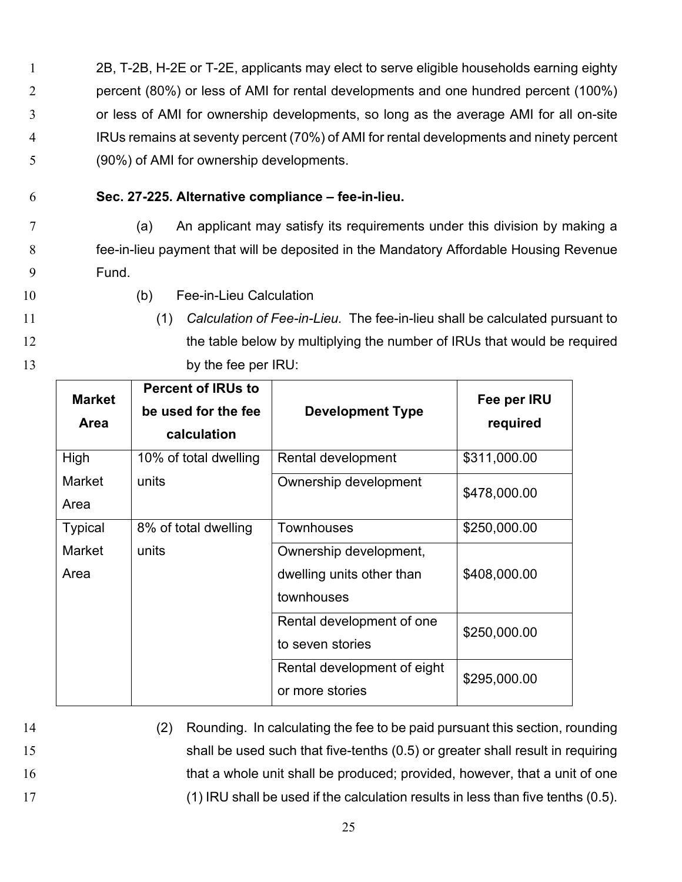2B, T-2B, H-2E or T-2E, applicants may elect to serve eligible households earning eighty percent (80%) or less of AMI for rental developments and one hundred percent (100%) or less of AMI for ownership developments, so long as the average AMI for all on-site IRUs remains at seventy percent (70%) of AMI for rental developments and ninety percent (90%) of AMI for ownership developments.

**Sec. 27-225. Alternative compliance – fee-in-lieu.**

(a) An applicant may satisfy its requirements under this division by making a fee-in-lieu payment that will be deposited in the Mandatory Affordable Housing Revenue Fund.

(b) Fee-in-Lieu Calculation

(1) *Calculation of Fee-in-Lieu.* The fee-in-lieu shall be calculated pursuant to the table below by multiplying the number of IRUs that would be required by the fee per IRU:

| Market Area | Percent of IRUs to be used for the fee calculation | Development Type | Fee per IRU required |
|---|---|---|---|
| High Market Area | 10% of total dwelling units | Rental development | $311,000.00 |
| | | Ownership development | $478,000.00 |
| Typical Market Area | 8% of total dwelling units | Townhouses | $250,000.00 |
| | | Ownership development, dwelling units other than townhouses | $408,000.00 |
| | | Rental development of one to seven stories | $250,000.00 |
| | | Rental development of eight or more stories | $295,000.00 |

(2) Rounding. In calculating the fee to be paid pursuant this section, rounding shall be used such that five-tenths (0.5) or greater shall result in requiring that a whole unit shall be produced; provided, however, that a unit of one (1) IRU shall be used if the calculation results in less than five tenths (0.5).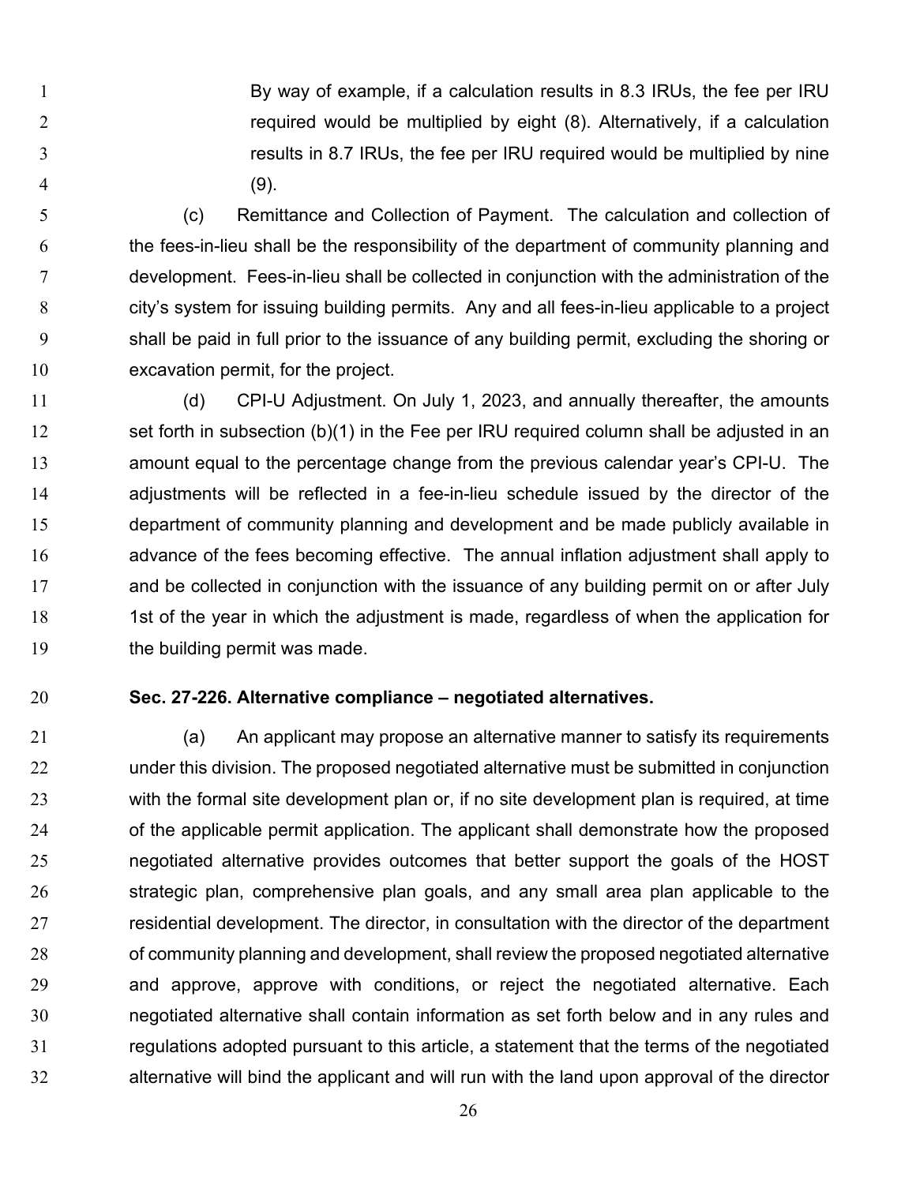By way of example, if a calculation results in 8.3 IRUs, the fee per IRU required would be multiplied by eight (8). Alternatively, if a calculation results in 8.7 IRUs, the fee per IRU required would be multiplied by nine (9).

(c) Remittance and Collection of Payment. The calculation and collection of the fees-in-lieu shall be the responsibility of the department of community planning and development. Fees-in-lieu shall be collected in conjunction with the administration of the city's system for issuing building permits. Any and all fees-in-lieu applicable to a project shall be paid in full prior to the issuance of any building permit, excluding the shoring or excavation permit, for the project.

(d) CPI-U Adjustment. On July 1, 2023, and annually thereafter, the amounts set forth in subsection (b)(1) in the Fee per IRU required column shall be adjusted in an amount equal to the percentage change from the previous calendar year's CPI-U. The adjustments will be reflected in a fee-in-lieu schedule issued by the director of the department of community planning and development and be made publicly available in advance of the fees becoming effective. The annual inflation adjustment shall apply to and be collected in conjunction with the issuance of any building permit on or after July 1st of the year in which the adjustment is made, regardless of when the application for the building permit was made.

**Sec. 27-226. Alternative compliance – negotiated alternatives.**

(a) An applicant may propose an alternative manner to satisfy its requirements under this division. The proposed negotiated alternative must be submitted in conjunction with the formal site development plan or, if no site development plan is required, at time of the applicable permit application. The applicant shall demonstrate how the proposed negotiated alternative provides outcomes that better support the goals of the HOST strategic plan, comprehensive plan goals, and any small area plan applicable to the residential development. The director, in consultation with the director of the department of community planning and development, shall review the proposed negotiated alternative and approve, approve with conditions, or reject the negotiated alternative. Each negotiated alternative shall contain information as set forth below and in any rules and regulations adopted pursuant to this article, a statement that the terms of the negotiated alternative will bind the applicant and will run with the land upon approval of the director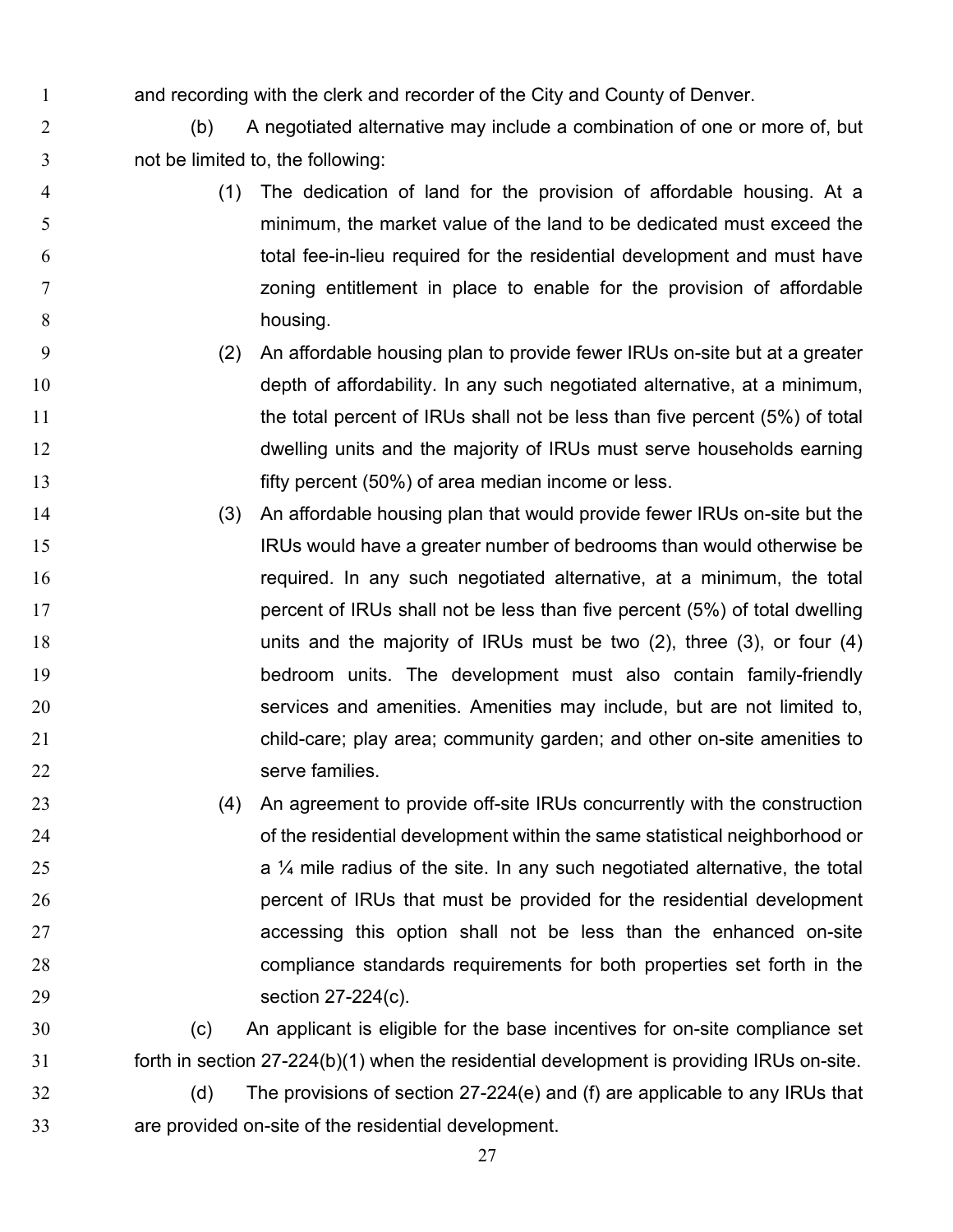and recording with the clerk and recorder of the City and County of Denver.

(b) A negotiated alternative may include a combination of one or more of, but not be limited to, the following:

(1) The dedication of land for the provision of affordable housing. At a minimum, the market value of the land to be dedicated must exceed the total fee-in-lieu required for the residential development and must have zoning entitlement in place to enable for the provision of affordable housing.

(2) An affordable housing plan to provide fewer IRUs on-site but at a greater depth of affordability. In any such negotiated alternative, at a minimum, the total percent of IRUs shall not be less than five percent (5%) of total dwelling units and the majority of IRUs must serve households earning fifty percent (50%) of area median income or less.

(3) An affordable housing plan that would provide fewer IRUs on-site but the IRUs would have a greater number of bedrooms than would otherwise be required. In any such negotiated alternative, at a minimum, the total percent of IRUs shall not be less than five percent (5%) of total dwelling units and the majority of IRUs must be two (2), three (3), or four (4) bedroom units. The development must also contain family-friendly services and amenities. Amenities may include, but are not limited to, child-care; play area; community garden; and other on-site amenities to serve families.

(4) An agreement to provide off-site IRUs concurrently with the construction of the residential development within the same statistical neighborhood or a ¼ mile radius of the site. In any such negotiated alternative, the total percent of IRUs that must be provided for the residential development accessing this option shall not be less than the enhanced on-site compliance standards requirements for both properties set forth in the section 27-224(c).

(c) An applicant is eligible for the base incentives for on-site compliance set forth in section 27-224(b)(1) when the residential development is providing IRUs on-site.

(d) The provisions of section 27-224(e) and (f) are applicable to any IRUs that are provided on-site of the residential development.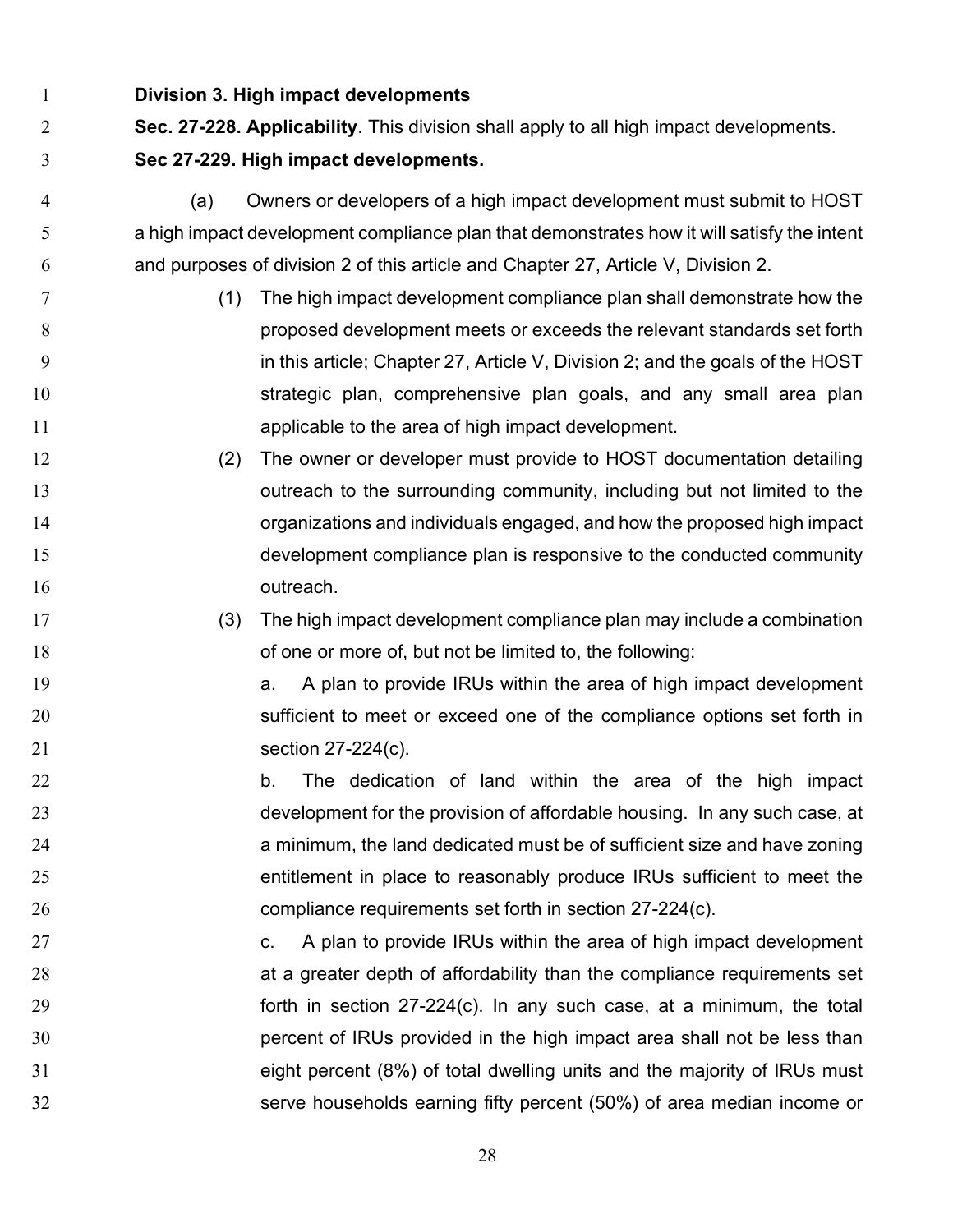**Division 3. High impact developments**

**Sec. 27-228. Applicability**. This division shall apply to all high impact developments.

**Sec 27-229. High impact developments.**

(a) Owners or developers of a high impact development must submit to HOST a high impact development compliance plan that demonstrates how it will satisfy the intent and purposes of division 2 of this article and Chapter 27, Article V, Division 2.

(1) The high impact development compliance plan shall demonstrate how the proposed development meets or exceeds the relevant standards set forth in this article; Chapter 27, Article V, Division 2; and the goals of the HOST strategic plan, comprehensive plan goals, and any small area plan applicable to the area of high impact development.

(2) The owner or developer must provide to HOST documentation detailing outreach to the surrounding community, including but not limited to the organizations and individuals engaged, and how the proposed high impact development compliance plan is responsive to the conducted community outreach.

(3) The high impact development compliance plan may include a combination of one or more of, but not be limited to, the following:

a. A plan to provide IRUs within the area of high impact development sufficient to meet or exceed one of the compliance options set forth in section 27-224(c).

b. The dedication of land within the area of the high impact development for the provision of affordable housing. In any such case, at a minimum, the land dedicated must be of sufficient size and have zoning entitlement in place to reasonably produce IRUs sufficient to meet the compliance requirements set forth in section 27-224(c).

c. A plan to provide IRUs within the area of high impact development at a greater depth of affordability than the compliance requirements set forth in section 27-224(c). In any such case, at a minimum, the total percent of IRUs provided in the high impact area shall not be less than eight percent (8%) of total dwelling units and the majority of IRUs must serve households earning fifty percent (50%) of area median income or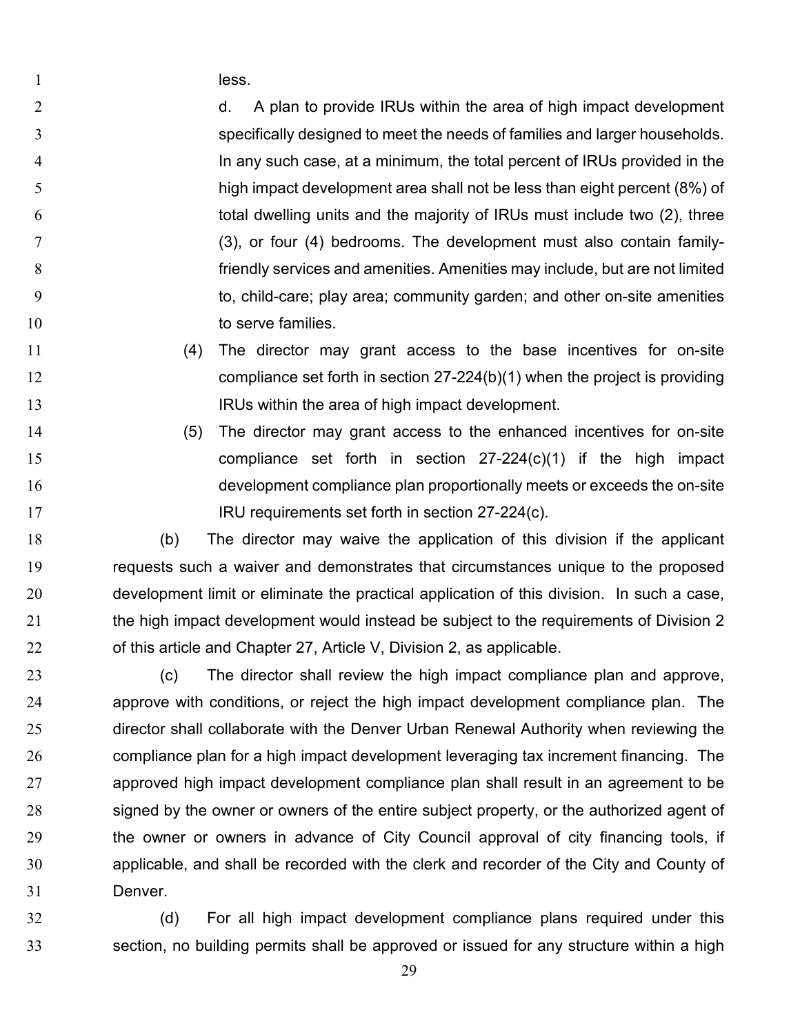less.

d. A plan to provide IRUs within the area of high impact development specifically designed to meet the needs of families and larger households. In any such case, at a minimum, the total percent of IRUs provided in the high impact development area shall not be less than eight percent (8%) of total dwelling units and the majority of IRUs must include two (2), three (3), or four (4) bedrooms. The development must also contain family-friendly services and amenities. Amenities may include, but are not limited to, child-care; play area; community garden; and other on-site amenities to serve families.

(4) The director may grant access to the base incentives for on-site compliance set forth in section 27-224(b)(1) when the project is providing IRUs within the area of high impact development.

(5) The director may grant access to the enhanced incentives for on-site compliance set forth in section 27-224(c)(1) if the high impact development compliance plan proportionally meets or exceeds the on-site IRU requirements set forth in section 27-224(c).

(b) The director may waive the application of this division if the applicant requests such a waiver and demonstrates that circumstances unique to the proposed development limit or eliminate the practical application of this division. In such a case, the high impact development would instead be subject to the requirements of Division 2 of this article and Chapter 27, Article V, Division 2, as applicable.

(c) The director shall review the high impact compliance plan and approve, approve with conditions, or reject the high impact development compliance plan. The director shall collaborate with the Denver Urban Renewal Authority when reviewing the compliance plan for a high impact development leveraging tax increment financing. The approved high impact development compliance plan shall result in an agreement to be signed by the owner or owners of the entire subject property, or the authorized agent of the owner or owners in advance of City Council approval of city financing tools, if applicable, and shall be recorded with the clerk and recorder of the City and County of Denver.

(d) For all high impact development compliance plans required under this section, no building permits shall be approved or issued for any structure within a high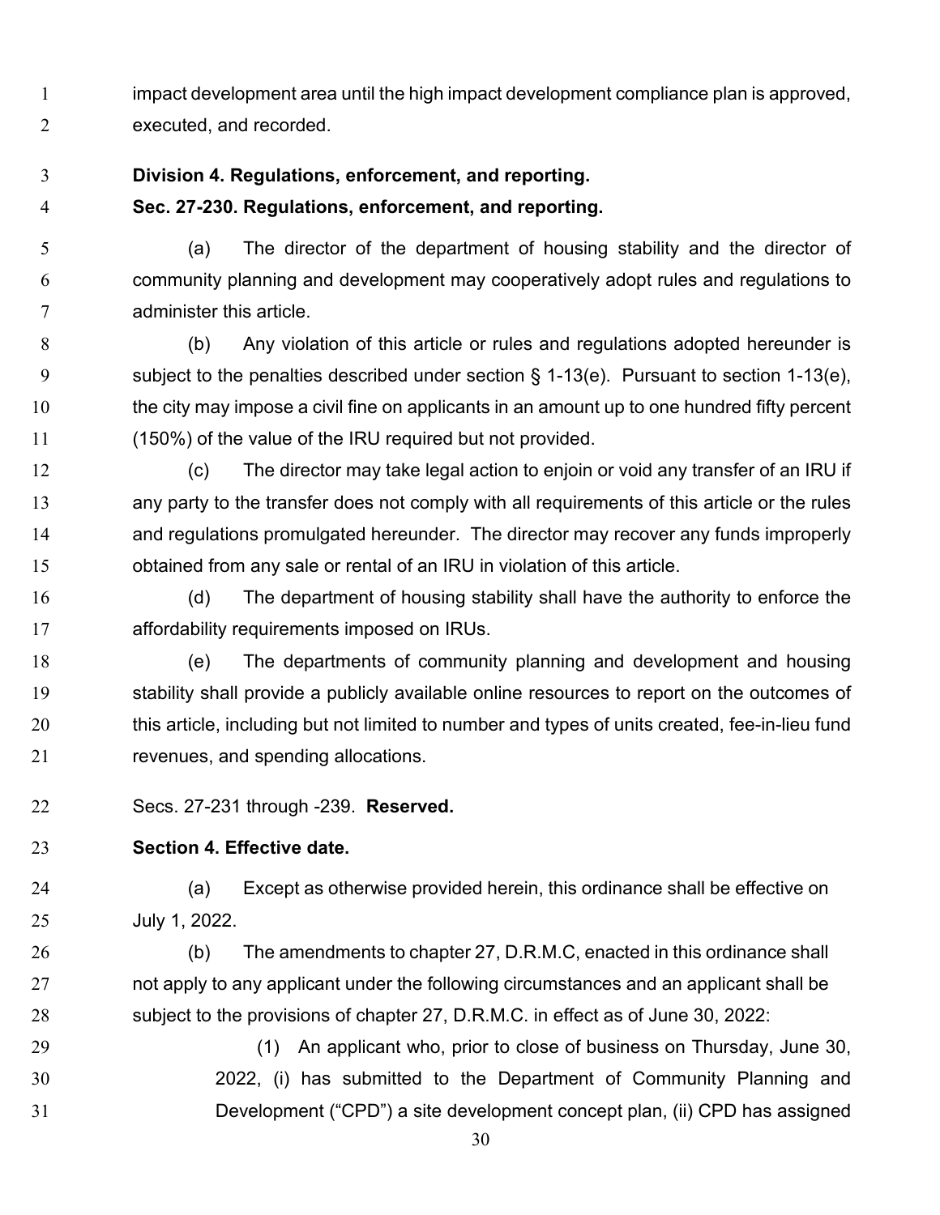impact development area until the high impact development compliance plan is approved, executed, and recorded.

**Division 4. Regulations, enforcement, and reporting.**

**Sec. 27-230. Regulations, enforcement, and reporting.**

(a) The director of the department of housing stability and the director of community planning and development may cooperatively adopt rules and regulations to administer this article.

(b) Any violation of this article or rules and regulations adopted hereunder is subject to the penalties described under section § 1-13(e). Pursuant to section 1-13(e), the city may impose a civil fine on applicants in an amount up to one hundred fifty percent (150%) of the value of the IRU required but not provided.

(c) The director may take legal action to enjoin or void any transfer of an IRU if any party to the transfer does not comply with all requirements of this article or the rules and regulations promulgated hereunder. The director may recover any funds improperly obtained from any sale or rental of an IRU in violation of this article.

(d) The department of housing stability shall have the authority to enforce the affordability requirements imposed on IRUs.

(e) The departments of community planning and development and housing stability shall provide a publicly available online resources to report on the outcomes of this article, including but not limited to number and types of units created, fee-in-lieu fund revenues, and spending allocations.

Secs. 27-231 through -239. **Reserved.**

**Section 4. Effective date.**

(a) Except as otherwise provided herein, this ordinance shall be effective on July 1, 2022.

(b) The amendments to chapter 27, D.R.M.C, enacted in this ordinance shall not apply to any applicant under the following circumstances and an applicant shall be subject to the provisions of chapter 27, D.R.M.C. in effect as of June 30, 2022:

(1) An applicant who, prior to close of business on Thursday, June 30, 2022, (i) has submitted to the Department of Community Planning and Development ("CPD") a site development concept plan, (ii) CPD has assigned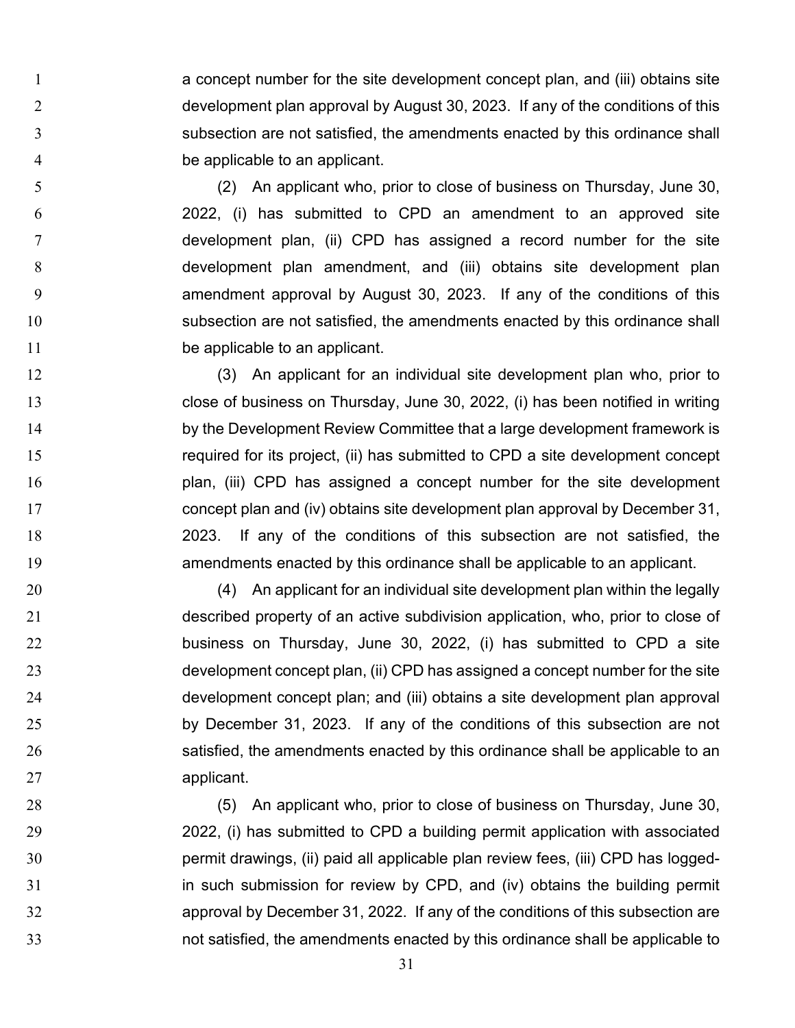a concept number for the site development concept plan, and (iii) obtains site development plan approval by August 30, 2023. If any of the conditions of this subsection are not satisfied, the amendments enacted by this ordinance shall be applicable to an applicant.

(2) An applicant who, prior to close of business on Thursday, June 30, 2022, (i) has submitted to CPD an amendment to an approved site development plan, (ii) CPD has assigned a record number for the site development plan amendment, and (iii) obtains site development plan amendment approval by August 30, 2023. If any of the conditions of this subsection are not satisfied, the amendments enacted by this ordinance shall be applicable to an applicant.

(3) An applicant for an individual site development plan who, prior to close of business on Thursday, June 30, 2022, (i) has been notified in writing by the Development Review Committee that a large development framework is required for its project, (ii) has submitted to CPD a site development concept plan, (iii) CPD has assigned a concept number for the site development concept plan and (iv) obtains site development plan approval by December 31, 2023. If any of the conditions of this subsection are not satisfied, the amendments enacted by this ordinance shall be applicable to an applicant.

(4) An applicant for an individual site development plan within the legally described property of an active subdivision application, who, prior to close of business on Thursday, June 30, 2022, (i) has submitted to CPD a site development concept plan, (ii) CPD has assigned a concept number for the site development concept plan; and (iii) obtains a site development plan approval by December 31, 2023. If any of the conditions of this subsection are not satisfied, the amendments enacted by this ordinance shall be applicable to an applicant.

(5) An applicant who, prior to close of business on Thursday, June 30, 2022, (i) has submitted to CPD a building permit application with associated permit drawings, (ii) paid all applicable plan review fees, (iii) CPD has logged-in such submission for review by CPD, and (iv) obtains the building permit approval by December 31, 2022. If any of the conditions of this subsection are not satisfied, the amendments enacted by this ordinance shall be applicable to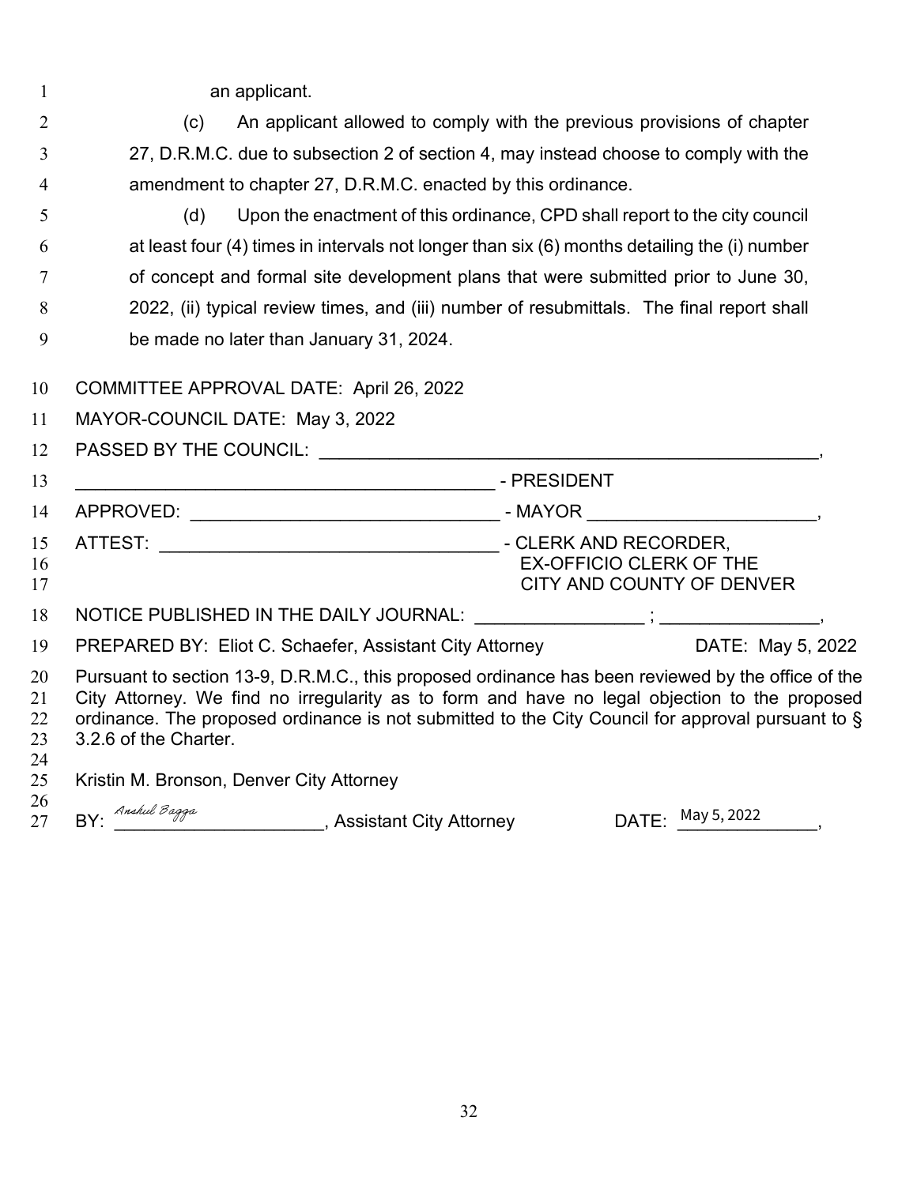an applicant.

(c) An applicant allowed to comply with the previous provisions of chapter 27, D.R.M.C. due to subsection 2 of section 4, may instead choose to comply with the amendment to chapter 27, D.R.M.C. enacted by this ordinance.

(d) Upon the enactment of this ordinance, CPD shall report to the city council at least four (4) times in intervals not longer than six (6) months detailing the (i) number of concept and formal site development plans that were submitted prior to June 30, 2022, (ii) typical review times, and (iii) number of resubmittals. The final report shall be made no later than January 31, 2024.

COMMITTEE APPROVAL DATE: April 26, 2022

MAYOR-COUNCIL DATE: May 3, 2022

PASSED BY THE COUNCIL: ____________________________________________,

________________________________________ - PRESIDENT

APPROVED: _______________________________ - MAYOR ______________________,

ATTEST: __________________________________ - CLERK AND RECORDER,
EX-OFFICIO CLERK OF THE
CITY AND COUNTY OF DENVER

NOTICE PUBLISHED IN THE DAILY JOURNAL: _________________ ; ________________,

PREPARED BY: Eliot C. Schaefer, Assistant City Attorney DATE: May 5, 2022

Pursuant to section 13-9, D.R.M.C., this proposed ordinance has been reviewed by the office of the City Attorney. We find no irregularity as to form and have no legal objection to the proposed ordinance. The proposed ordinance is not submitted to the City Council for approval pursuant to § 3.2.6 of the Charter.

Kristin M. Bronson, Denver City Attorney

BY: Anshul Bagga, Assistant City Attorney DATE: May 5, 2022,